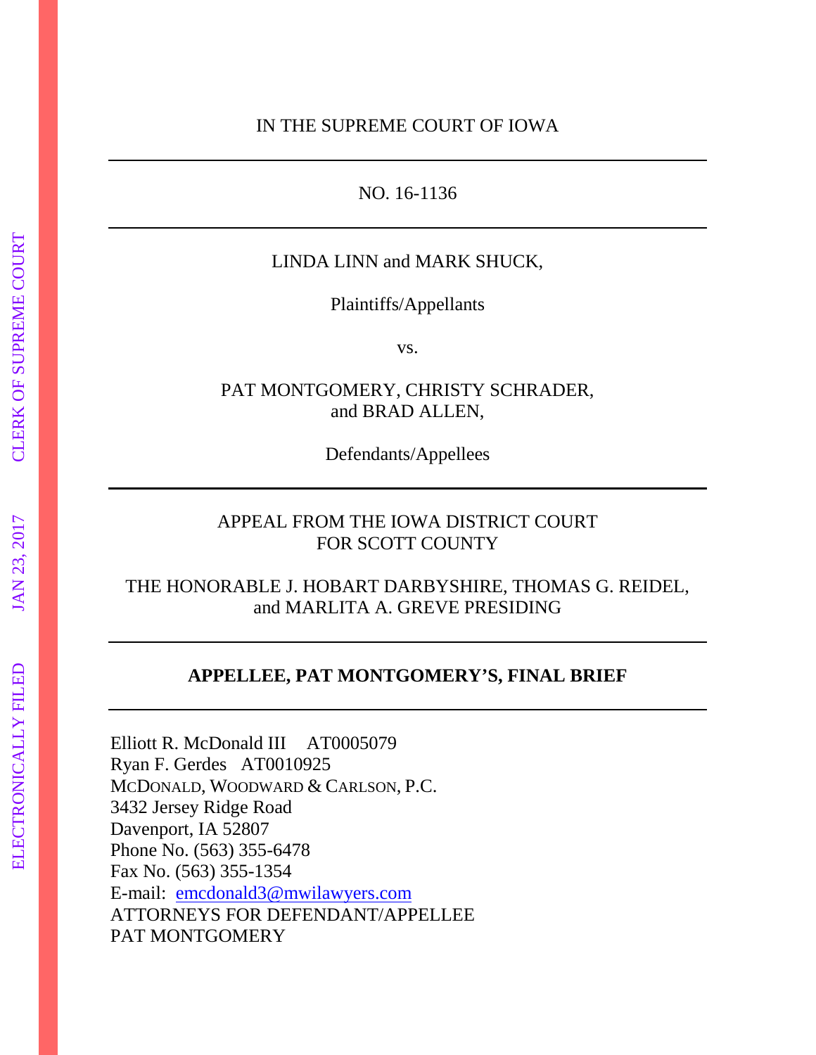IN THE SUPREME COURT OF IOWA

---

NO. 16-1136

---

LINDA LINN and MARK SHUCK,

Plaintiffs/Appellants

vs.

PAT MONTGOMERY, CHRISTY SCHRADER,
and BRAD ALLEN,

Defendants/Appellees

---

APPEAL FROM THE IOWA DISTRICT COURT
FOR SCOTT COUNTY

THE HONORABLE J. HOBART DARBYSHIRE, THOMAS G. REIDEL,
and MARLITA A. GREVE PRESIDING

---

**APPELLEE, PAT MONTGOMERY'S, FINAL BRIEF**

---

Elliott R. McDonald III AT0005079
Ryan F. Gerdes AT0010925
McDONALD, WOODWARD & CARLSON, P.C.
3432 Jersey Ridge Road
Davenport, IA 52807
Phone No. (563) 355-6478
Fax No. (563) 355-1354
E-mail: emcdonald3@mwilawyers.com
ATTORNEYS FOR DEFENDANT/APPELLEE
PAT MONTGOMERY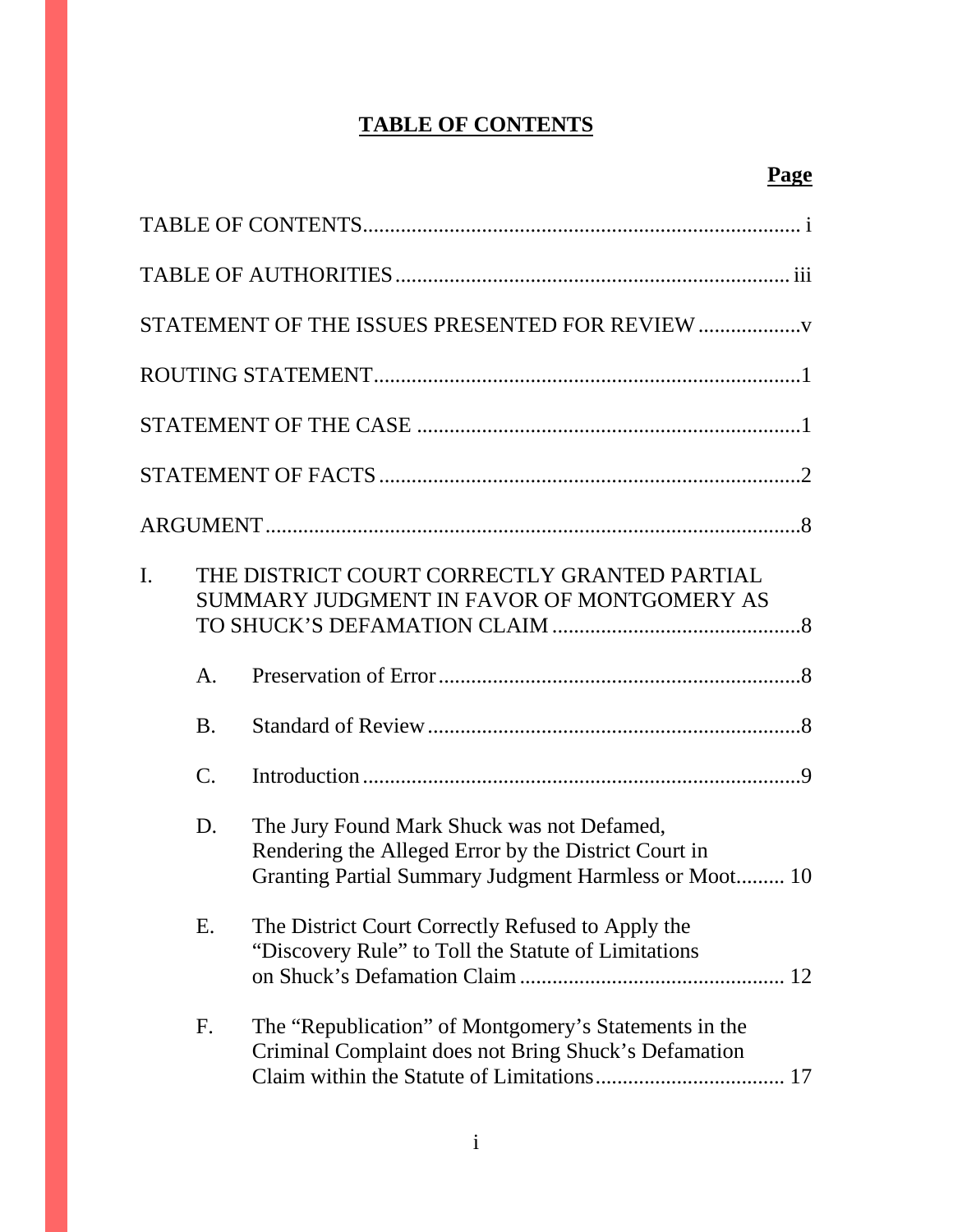# TABLE OF CONTENTS

**Page**

TABLE OF CONTENTS ........................................................................... i

TABLE OF AUTHORITIES ...................................................................... iii

STATEMENT OF THE ISSUES PRESENTED FOR REVIEW ...................v

ROUTING STATEMENT ...............................................................................1

STATEMENT OF THE CASE .......................................................................1

STATEMENT OF FACTS ..............................................................................2

ARGUMENT ....................................................................................................8

I. THE DISTRICT COURT CORRECTLY GRANTED PARTIAL SUMMARY JUDGMENT IN FAVOR OF MONTGOMERY AS TO SHUCK'S DEFAMATION CLAIM ..............................................8

   A. Preservation of Error ...................................................................8

   B. Standard of Review .....................................................................8

   C. Introduction .................................................................................9

   D. The Jury Found Mark Shuck was not Defamed, Rendering the Alleged Error by the District Court in Granting Partial Summary Judgment Harmless or Moot......... 10

   E. The District Court Correctly Refused to Apply the "Discovery Rule" to Toll the Statute of Limitations on Shuck's Defamation Claim ................................................ 12

   F. The "Republication" of Montgomery's Statements in the Criminal Complaint does not Bring Shuck's Defamation Claim within the Statute of Limitations................................... 17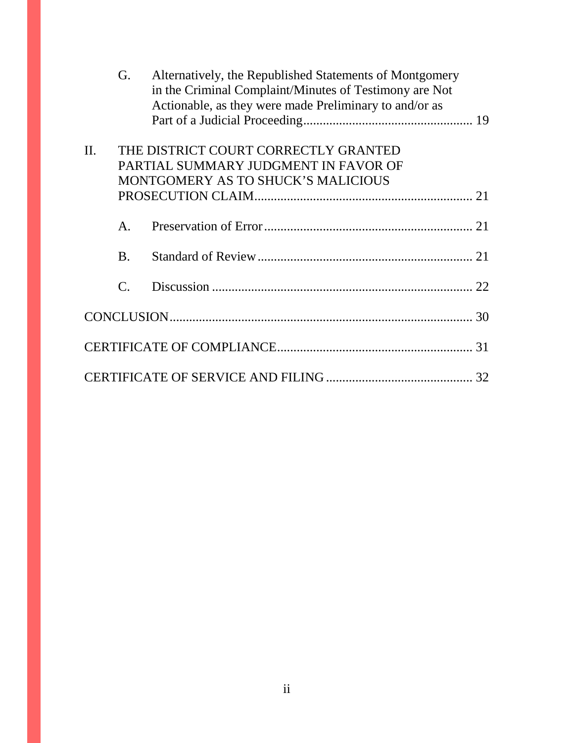G. Alternatively, the Republished Statements of Montgomery in the Criminal Complaint/Minutes of Testimony are Not Actionable, as they were made Preliminary to and/or as Part of a Judicial Proceeding .................................................... 19

II. THE DISTRICT COURT CORRECTLY GRANTED PARTIAL SUMMARY JUDGMENT IN FAVOR OF MONTGOMERY AS TO SHUCK'S MALICIOUS PROSECUTION CLAIM .................................................................. 21

A. Preservation of Error ................................................................ 21

B. Standard of Review ................................................................. 21

C. Discussion ................................................................................ 22

CONCLUSION ............................................................................................ 30

CERTIFICATE OF COMPLIANCE ........................................................... 31

CERTIFICATE OF SERVICE AND FILING ............................................ 32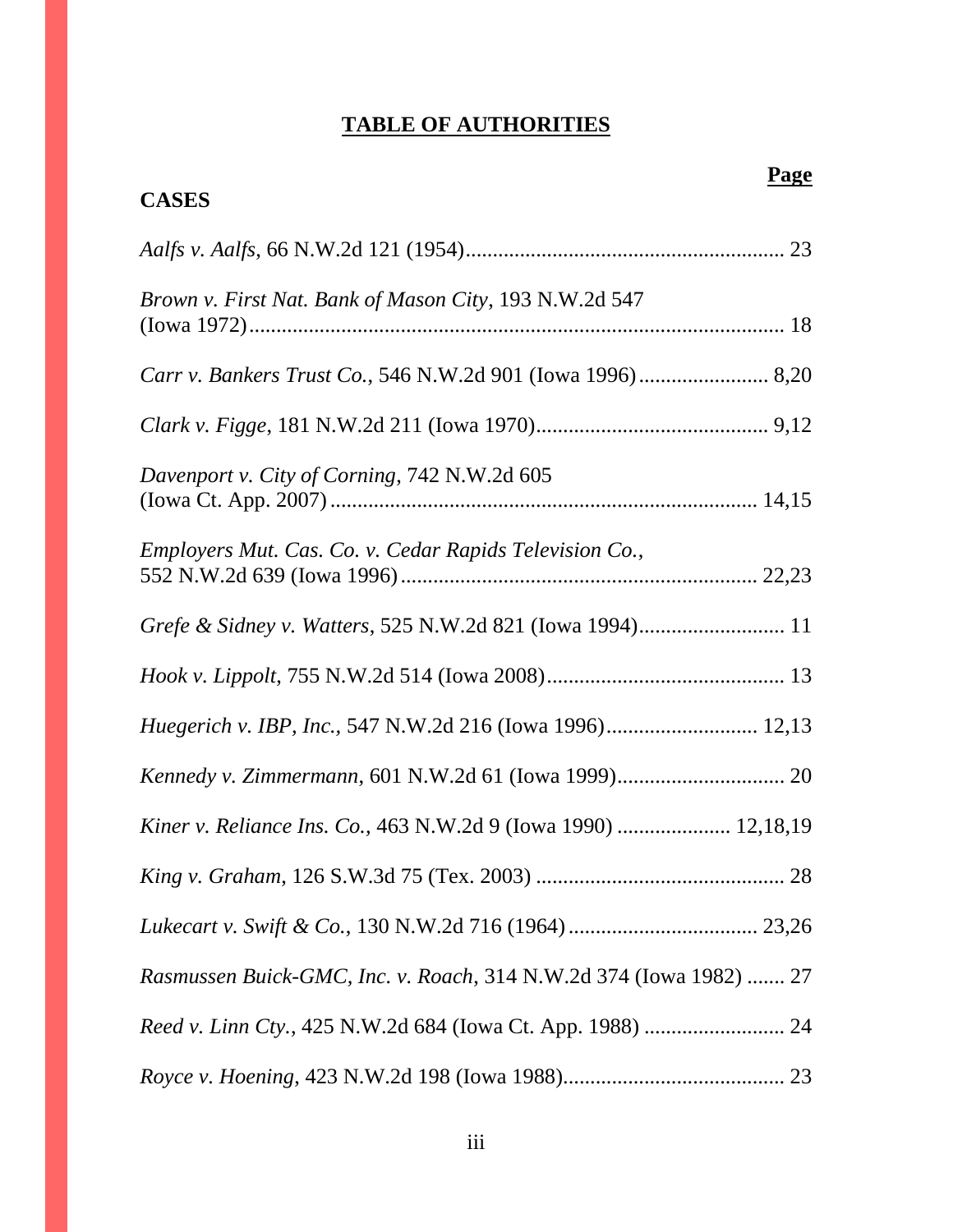# TABLE OF AUTHORITIES

**Page**

**CASES**

*Aalfs v. Aalfs*, 66 N.W.2d 121 (1954) ........................................................ 23

*Brown v. First Nat. Bank of Mason City*, 193 N.W.2d 547 (Iowa 1972) ........................................................................................ 18

*Carr v. Bankers Trust Co.*, 546 N.W.2d 901 (Iowa 1996) ........................ 8,20

*Clark v. Figge*, 181 N.W.2d 211 (Iowa 1970) ........................................... 9,12

*Davenport v. City of Corning*, 742 N.W.2d 605 (Iowa Ct. App. 2007) ............................................................................ 14,15

*Employers Mut. Cas. Co. v. Cedar Rapids Television Co.*, 552 N.W.2d 639 (Iowa 1996) ................................................................ 22,23

*Grefe & Sidney v. Watters*, 525 N.W.2d 821 (Iowa 1994) ........................... 11

*Hook v. Lippolt*, 755 N.W.2d 514 (Iowa 2008) ............................................ 13

*Huegerich v. IBP, Inc.*, 547 N.W.2d 216 (Iowa 1996) ............................ 12,13

*Kennedy v. Zimmermann*, 601 N.W.2d 61 (Iowa 1999) ............................... 20

*Kiner v. Reliance Ins. Co.*, 463 N.W.2d 9 (Iowa 1990) ..................... 12,18,19

*King v. Graham*, 126 S.W.3d 75 (Tex. 2003) .............................................. 28

*Lukecart v. Swift & Co.*, 130 N.W.2d 716 (1964) ................................... 23,26

*Rasmussen Buick-GMC, Inc. v. Roach*, 314 N.W.2d 374 (Iowa 1982) ....... 27

*Reed v. Linn Cty.*, 425 N.W.2d 684 (Iowa Ct. App. 1988) .......................... 24

*Royce v. Hoening*, 423 N.W.2d 198 (Iowa 1988) ......................................... 23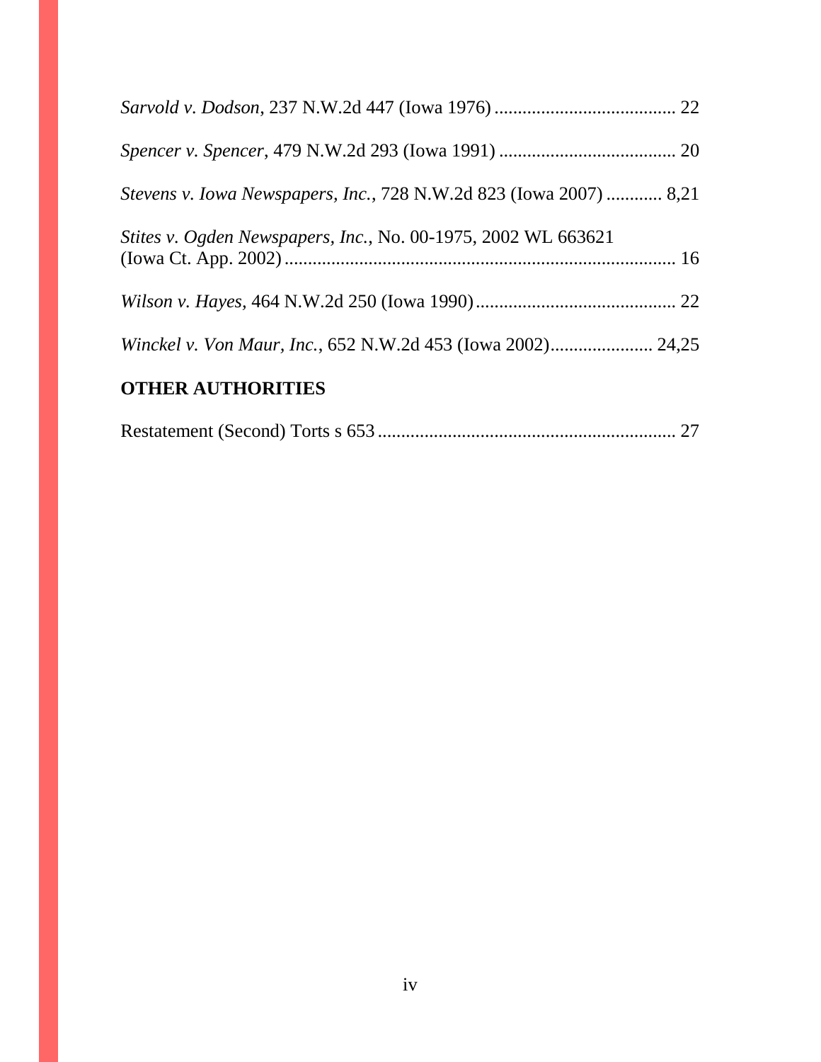*Sarvold v. Dodson*, 237 N.W.2d 447 (Iowa 1976) ....................................... 22

*Spencer v. Spencer*, 479 N.W.2d 293 (Iowa 1991) ...................................... 20

*Stevens v. Iowa Newspapers, Inc.*, 728 N.W.2d 823 (Iowa 2007) ............ 8,21

*Stites v. Ogden Newspapers, Inc.*, No. 00-1975, 2002 WL 663621 (Iowa Ct. App. 2002) .................................................................................... 16

*Wilson v. Hayes*, 464 N.W.2d 250 (Iowa 1990) ........................................... 22

*Winckel v. Von Maur, Inc.*, 652 N.W.2d 453 (Iowa 2002) ...................... 24,25

## OTHER AUTHORITIES

Restatement (Second) Torts s 653 ................................................................ 27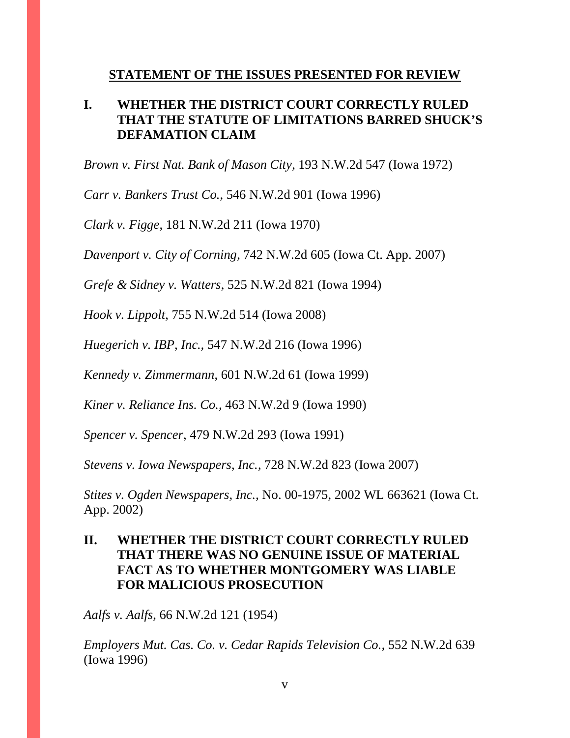## STATEMENT OF THE ISSUES PRESENTED FOR REVIEW

### I. WHETHER THE DISTRICT COURT CORRECTLY RULED THAT THE STATUTE OF LIMITATIONS BARRED SHUCK'S DEFAMATION CLAIM

*Brown v. First Nat. Bank of Mason City*, 193 N.W.2d 547 (Iowa 1972)

*Carr v. Bankers Trust Co.*, 546 N.W.2d 901 (Iowa 1996)

*Clark v. Figge*, 181 N.W.2d 211 (Iowa 1970)

*Davenport v. City of Corning*, 742 N.W.2d 605 (Iowa Ct. App. 2007)

*Grefe & Sidney v. Watters*, 525 N.W.2d 821 (Iowa 1994)

*Hook v. Lippolt*, 755 N.W.2d 514 (Iowa 2008)

*Huegerich v. IBP, Inc.*, 547 N.W.2d 216 (Iowa 1996)

*Kennedy v. Zimmermann*, 601 N.W.2d 61 (Iowa 1999)

*Kiner v. Reliance Ins. Co.*, 463 N.W.2d 9 (Iowa 1990)

*Spencer v. Spencer*, 479 N.W.2d 293 (Iowa 1991)

*Stevens v. Iowa Newspapers, Inc.*, 728 N.W.2d 823 (Iowa 2007)

*Stites v. Ogden Newspapers, Inc.*, No. 00-1975, 2002 WL 663621 (Iowa Ct. App. 2002)

### II. WHETHER THE DISTRICT COURT CORRECTLY RULED THAT THERE WAS NO GENUINE ISSUE OF MATERIAL FACT AS TO WHETHER MONTGOMERY WAS LIABLE FOR MALICIOUS PROSECUTION

*Aalfs v. Aalfs*, 66 N.W.2d 121 (1954)

*Employers Mut. Cas. Co. v. Cedar Rapids Television Co.*, 552 N.W.2d 639 (Iowa 1996)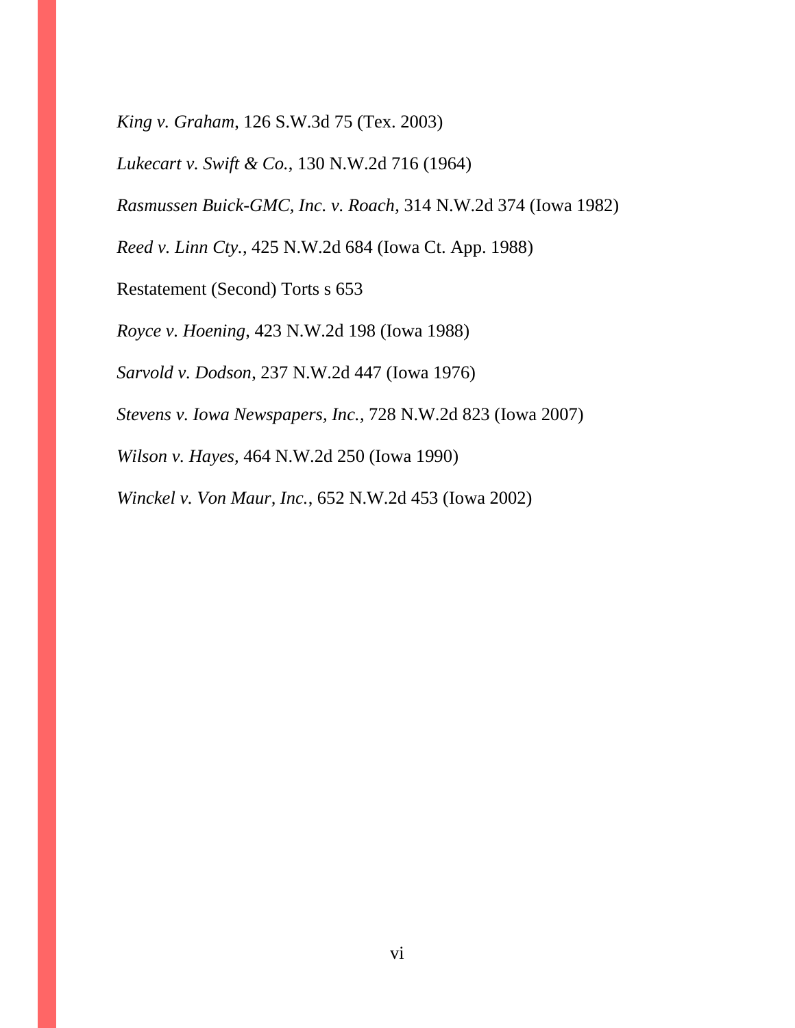*King v. Graham*, 126 S.W.3d 75 (Tex. 2003)

*Lukecart v. Swift & Co.*, 130 N.W.2d 716 (1964)

*Rasmussen Buick-GMC, Inc. v. Roach*, 314 N.W.2d 374 (Iowa 1982)

*Reed v. Linn Cty.*, 425 N.W.2d 684 (Iowa Ct. App. 1988)

Restatement (Second) Torts s 653

*Royce v. Hoening*, 423 N.W.2d 198 (Iowa 1988)

*Sarvold v. Dodson*, 237 N.W.2d 447 (Iowa 1976)

*Stevens v. Iowa Newspapers, Inc.*, 728 N.W.2d 823 (Iowa 2007)

*Wilson v. Hayes*, 464 N.W.2d 250 (Iowa 1990)

*Winckel v. Von Maur, Inc.*, 652 N.W.2d 453 (Iowa 2002)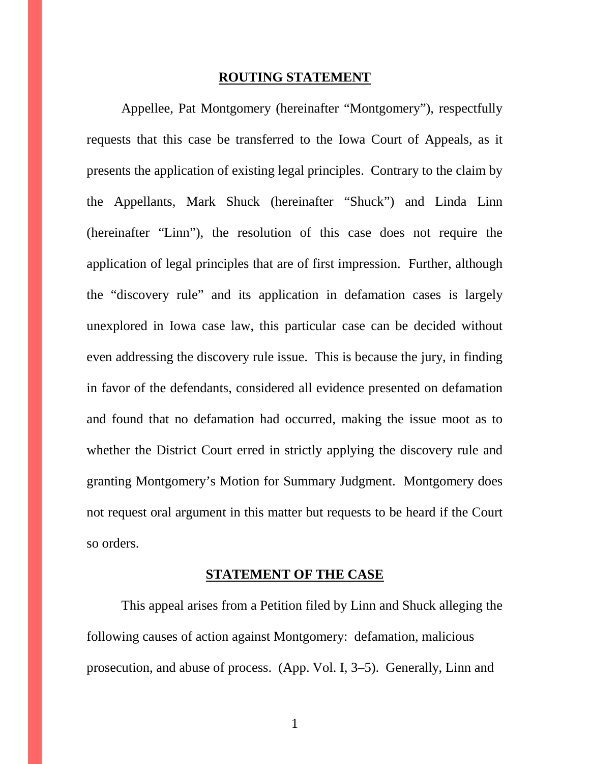## ROUTING STATEMENT

Appellee, Pat Montgomery (hereinafter "Montgomery"), respectfully requests that this case be transferred to the Iowa Court of Appeals, as it presents the application of existing legal principles. Contrary to the claim by the Appellants, Mark Shuck (hereinafter "Shuck") and Linda Linn (hereinafter "Linn"), the resolution of this case does not require the application of legal principles that are of first impression. Further, although the "discovery rule" and its application in defamation cases is largely unexplored in Iowa case law, this particular case can be decided without even addressing the discovery rule issue. This is because the jury, in finding in favor of the defendants, considered all evidence presented on defamation and found that no defamation had occurred, making the issue moot as to whether the District Court erred in strictly applying the discovery rule and granting Montgomery's Motion for Summary Judgment. Montgomery does not request oral argument in this matter but requests to be heard if the Court so orders.

## STATEMENT OF THE CASE

This appeal arises from a Petition filed by Linn and Shuck alleging the following causes of action against Montgomery: defamation, malicious prosecution, and abuse of process. (App. Vol. I, 3–5). Generally, Linn and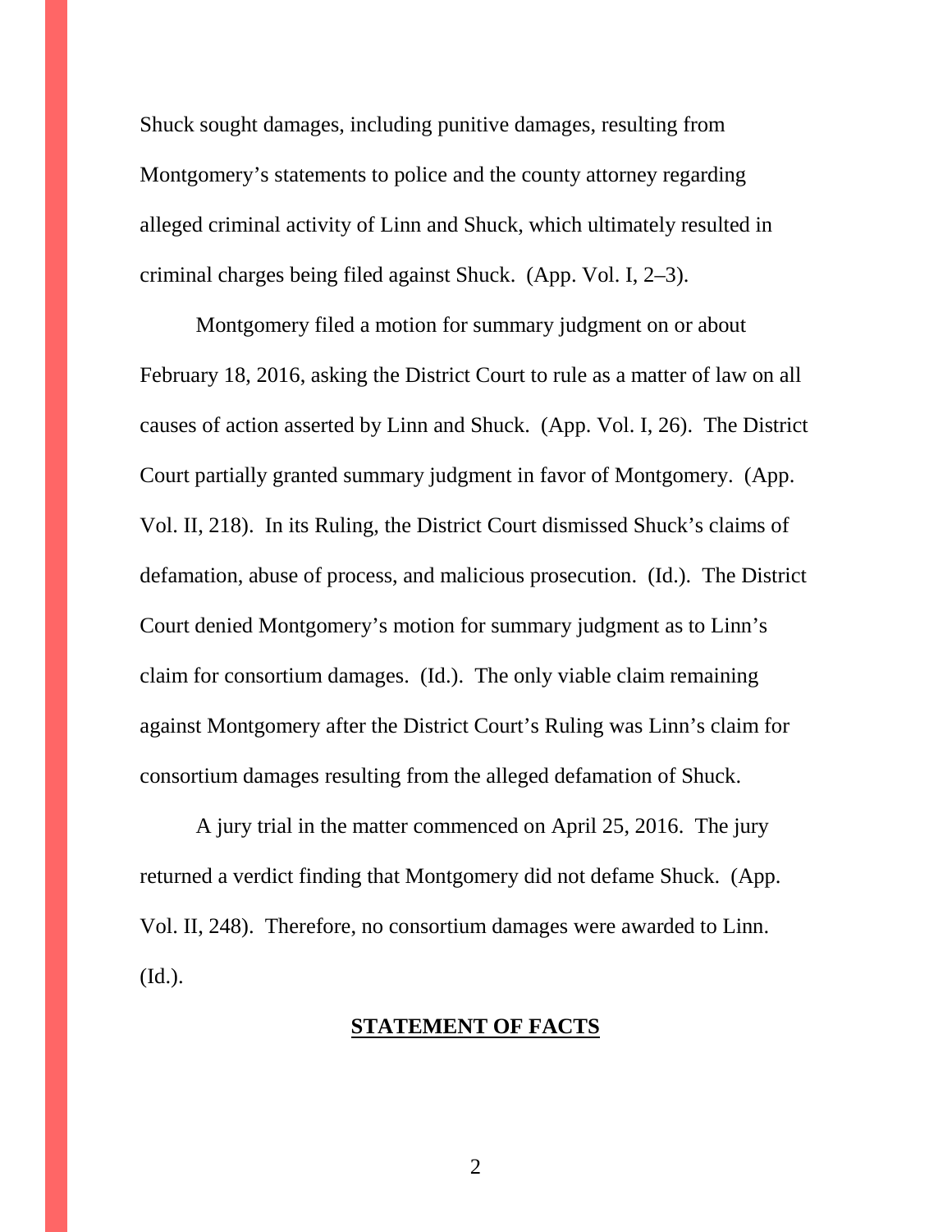Shuck sought damages, including punitive damages, resulting from Montgomery's statements to police and the county attorney regarding alleged criminal activity of Linn and Shuck, which ultimately resulted in criminal charges being filed against Shuck. (App. Vol. I, 2–3).

Montgomery filed a motion for summary judgment on or about February 18, 2016, asking the District Court to rule as a matter of law on all causes of action asserted by Linn and Shuck. (App. Vol. I, 26). The District Court partially granted summary judgment in favor of Montgomery. (App. Vol. II, 218). In its Ruling, the District Court dismissed Shuck's claims of defamation, abuse of process, and malicious prosecution. (Id.). The District Court denied Montgomery's motion for summary judgment as to Linn's claim for consortium damages. (Id.). The only viable claim remaining against Montgomery after the District Court's Ruling was Linn's claim for consortium damages resulting from the alleged defamation of Shuck.

A jury trial in the matter commenced on April 25, 2016. The jury returned a verdict finding that Montgomery did not defame Shuck. (App. Vol. II, 248). Therefore, no consortium damages were awarded to Linn. (Id.).

## STATEMENT OF FACTS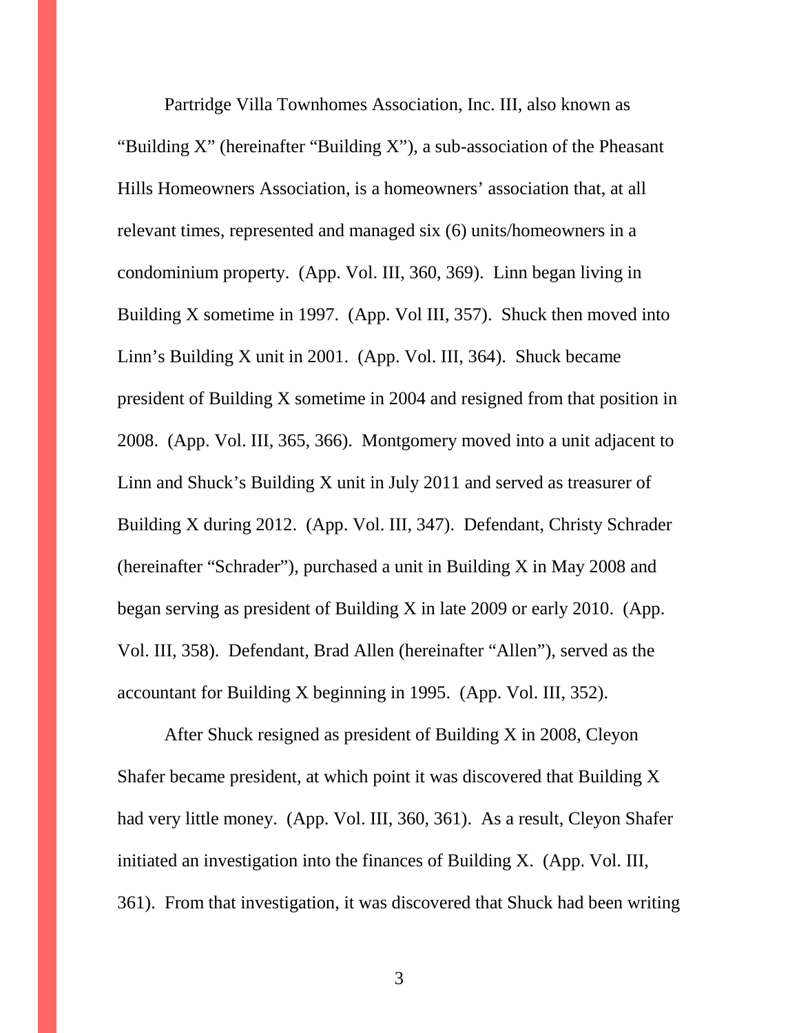Partridge Villa Townhomes Association, Inc. III, also known as "Building X" (hereinafter "Building X"), a sub-association of the Pheasant Hills Homeowners Association, is a homeowners' association that, at all relevant times, represented and managed six (6) units/homeowners in a condominium property. (App. Vol. III, 360, 369). Linn began living in Building X sometime in 1997. (App. Vol III, 357). Shuck then moved into Linn's Building X unit in 2001. (App. Vol. III, 364). Shuck became president of Building X sometime in 2004 and resigned from that position in 2008. (App. Vol. III, 365, 366). Montgomery moved into a unit adjacent to Linn and Shuck's Building X unit in July 2011 and served as treasurer of Building X during 2012. (App. Vol. III, 347). Defendant, Christy Schrader (hereinafter "Schrader"), purchased a unit in Building X in May 2008 and began serving as president of Building X in late 2009 or early 2010. (App. Vol. III, 358). Defendant, Brad Allen (hereinafter "Allen"), served as the accountant for Building X beginning in 1995. (App. Vol. III, 352).

After Shuck resigned as president of Building X in 2008, Cleyon Shafer became president, at which point it was discovered that Building X had very little money. (App. Vol. III, 360, 361). As a result, Cleyon Shafer initiated an investigation into the finances of Building X. (App. Vol. III, 361). From that investigation, it was discovered that Shuck had been writing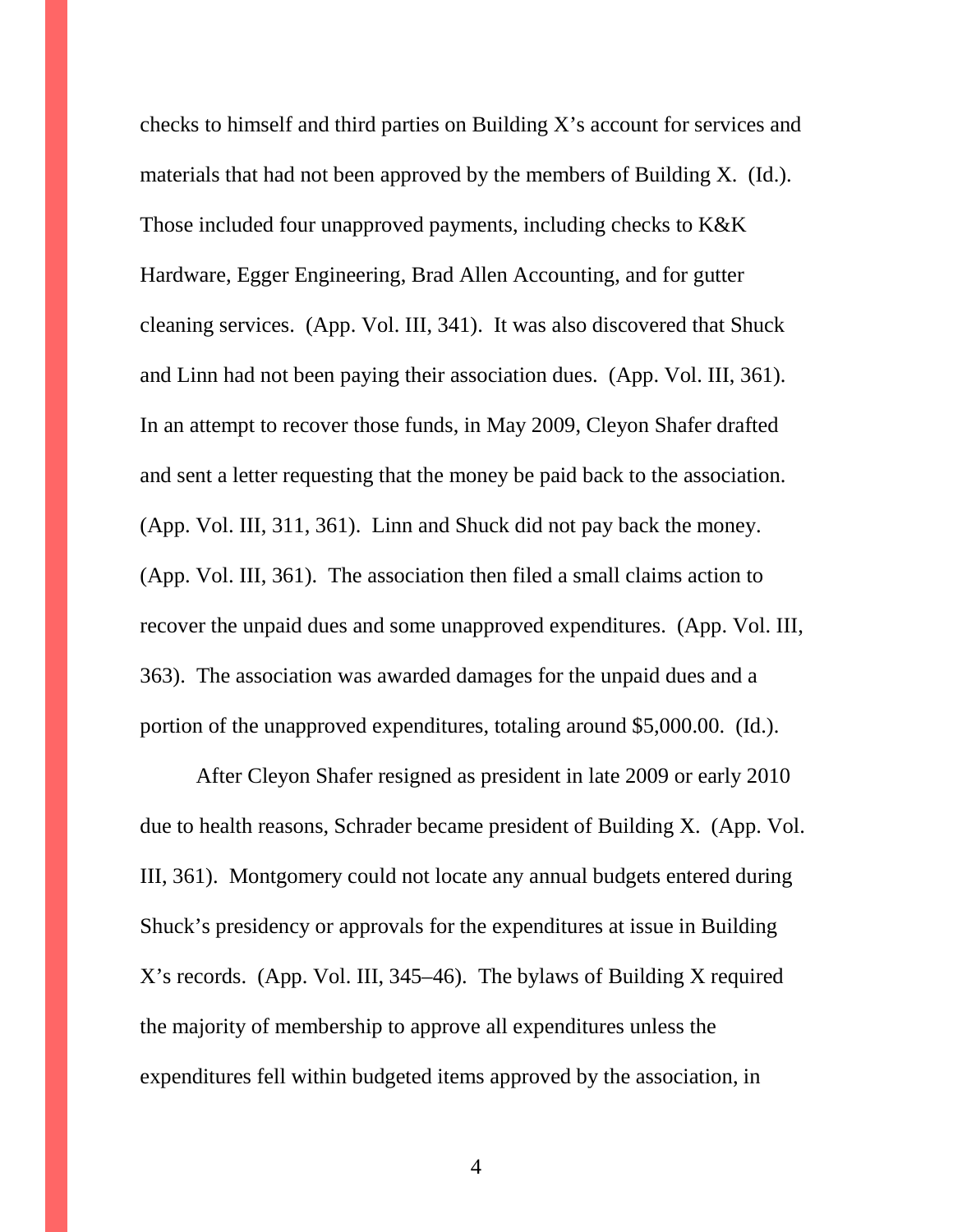checks to himself and third parties on Building X's account for services and materials that had not been approved by the members of Building X. (Id.). Those included four unapproved payments, including checks to K&K Hardware, Egger Engineering, Brad Allen Accounting, and for gutter cleaning services. (App. Vol. III, 341). It was also discovered that Shuck and Linn had not been paying their association dues. (App. Vol. III, 361). In an attempt to recover those funds, in May 2009, Cleyon Shafer drafted and sent a letter requesting that the money be paid back to the association. (App. Vol. III, 311, 361). Linn and Shuck did not pay back the money. (App. Vol. III, 361). The association then filed a small claims action to recover the unpaid dues and some unapproved expenditures. (App. Vol. III, 363). The association was awarded damages for the unpaid dues and a portion of the unapproved expenditures, totaling around $5,000.00. (Id.).

After Cleyon Shafer resigned as president in late 2009 or early 2010 due to health reasons, Schrader became president of Building X. (App. Vol. III, 361). Montgomery could not locate any annual budgets entered during Shuck's presidency or approvals for the expenditures at issue in Building X's records. (App. Vol. III, 345–46). The bylaws of Building X required the majority of membership to approve all expenditures unless the expenditures fell within budgeted items approved by the association, in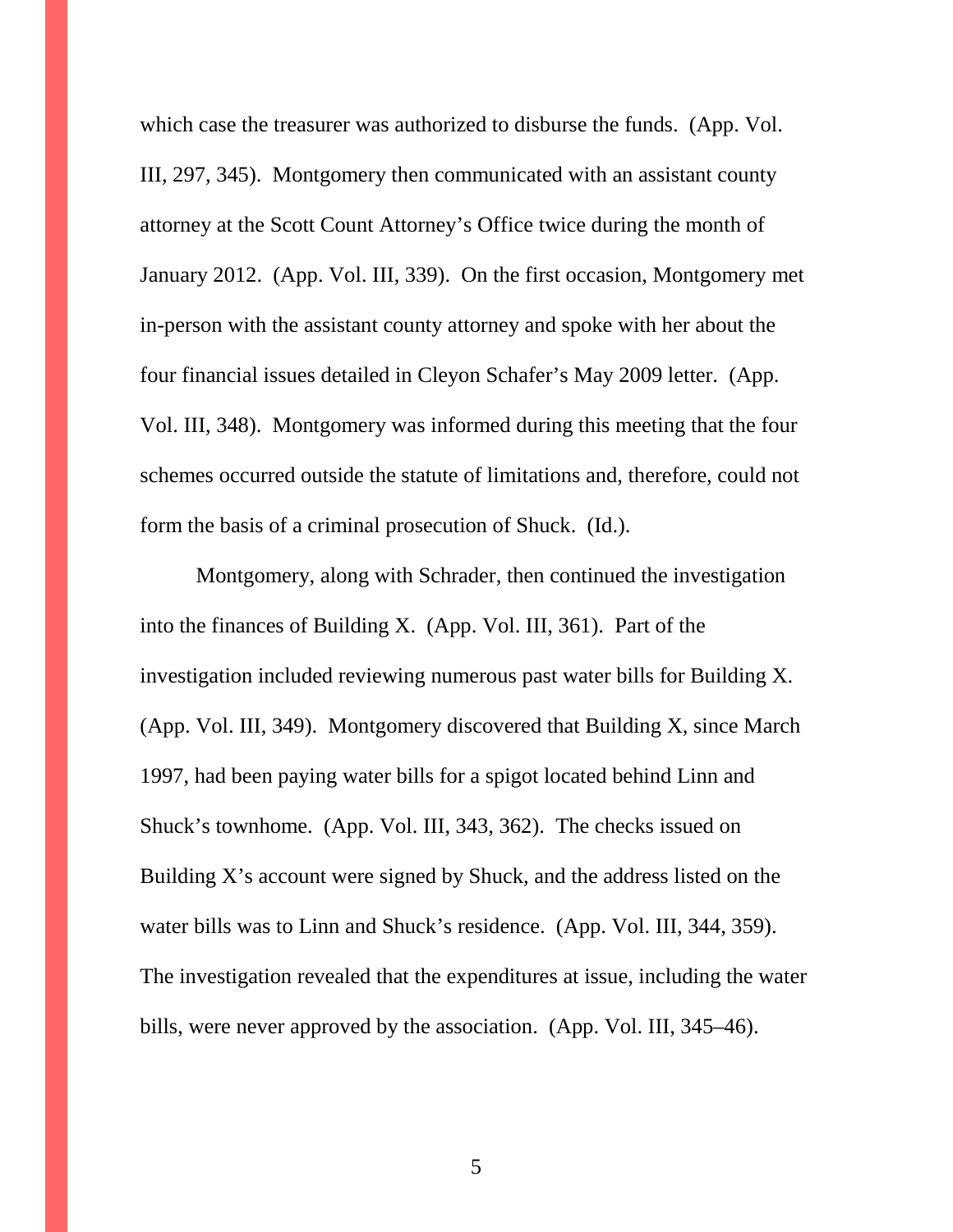which case the treasurer was authorized to disburse the funds. (App. Vol. III, 297, 345). Montgomery then communicated with an assistant county attorney at the Scott Count Attorney's Office twice during the month of January 2012. (App. Vol. III, 339). On the first occasion, Montgomery met in-person with the assistant county attorney and spoke with her about the four financial issues detailed in Cleyon Schafer's May 2009 letter. (App. Vol. III, 348). Montgomery was informed during this meeting that the four schemes occurred outside the statute of limitations and, therefore, could not form the basis of a criminal prosecution of Shuck. (Id.).

Montgomery, along with Schrader, then continued the investigation into the finances of Building X. (App. Vol. III, 361). Part of the investigation included reviewing numerous past water bills for Building X. (App. Vol. III, 349). Montgomery discovered that Building X, since March 1997, had been paying water bills for a spigot located behind Linn and Shuck's townhome. (App. Vol. III, 343, 362). The checks issued on Building X's account were signed by Shuck, and the address listed on the water bills was to Linn and Shuck's residence. (App. Vol. III, 344, 359). The investigation revealed that the expenditures at issue, including the water bills, were never approved by the association. (App. Vol. III, 345–46).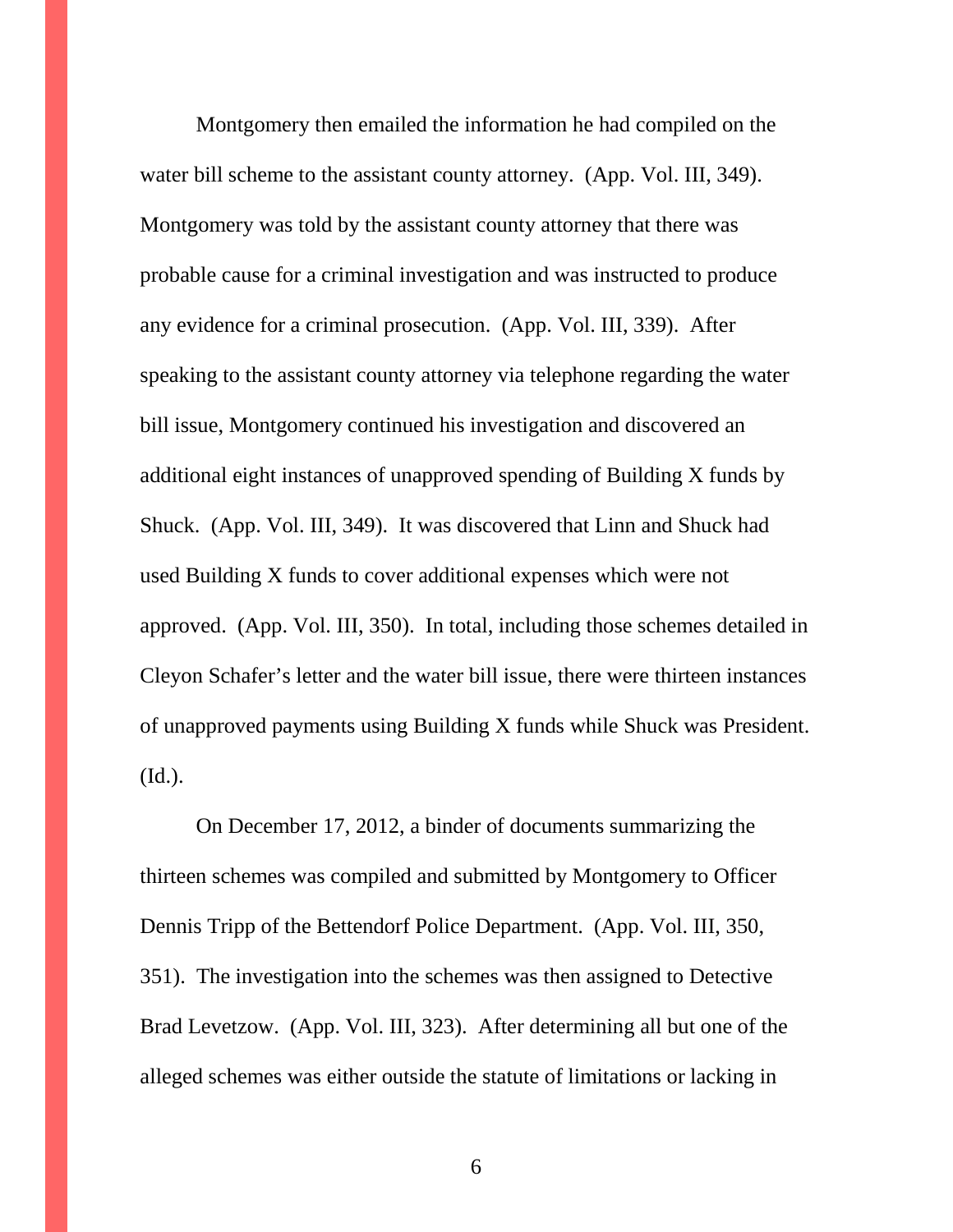Montgomery then emailed the information he had compiled on the water bill scheme to the assistant county attorney. (App. Vol. III, 349). Montgomery was told by the assistant county attorney that there was probable cause for a criminal investigation and was instructed to produce any evidence for a criminal prosecution. (App. Vol. III, 339). After speaking to the assistant county attorney via telephone regarding the water bill issue, Montgomery continued his investigation and discovered an additional eight instances of unapproved spending of Building X funds by Shuck. (App. Vol. III, 349). It was discovered that Linn and Shuck had used Building X funds to cover additional expenses which were not approved. (App. Vol. III, 350). In total, including those schemes detailed in Cleyon Schafer's letter and the water bill issue, there were thirteen instances of unapproved payments using Building X funds while Shuck was President. (Id.).

On December 17, 2012, a binder of documents summarizing the thirteen schemes was compiled and submitted by Montgomery to Officer Dennis Tripp of the Bettendorf Police Department. (App. Vol. III, 350, 351). The investigation into the schemes was then assigned to Detective Brad Levetzow. (App. Vol. III, 323). After determining all but one of the alleged schemes was either outside the statute of limitations or lacking in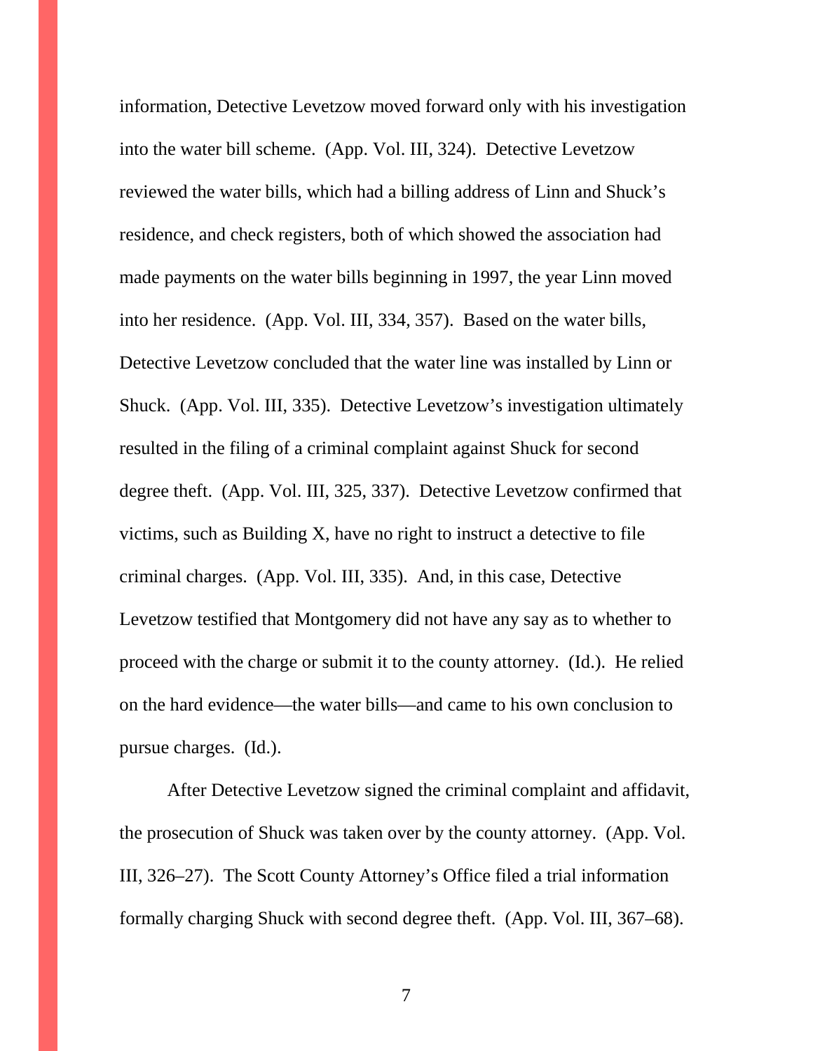information, Detective Levetzow moved forward only with his investigation into the water bill scheme. (App. Vol. III, 324). Detective Levetzow reviewed the water bills, which had a billing address of Linn and Shuck's residence, and check registers, both of which showed the association had made payments on the water bills beginning in 1997, the year Linn moved into her residence. (App. Vol. III, 334, 357). Based on the water bills, Detective Levetzow concluded that the water line was installed by Linn or Shuck. (App. Vol. III, 335). Detective Levetzow's investigation ultimately resulted in the filing of a criminal complaint against Shuck for second degree theft. (App. Vol. III, 325, 337). Detective Levetzow confirmed that victims, such as Building X, have no right to instruct a detective to file criminal charges. (App. Vol. III, 335). And, in this case, Detective Levetzow testified that Montgomery did not have any say as to whether to proceed with the charge or submit it to the county attorney. (Id.). He relied on the hard evidence—the water bills—and came to his own conclusion to pursue charges. (Id.).

After Detective Levetzow signed the criminal complaint and affidavit, the prosecution of Shuck was taken over by the county attorney. (App. Vol. III, 326–27). The Scott County Attorney's Office filed a trial information formally charging Shuck with second degree theft. (App. Vol. III, 367–68).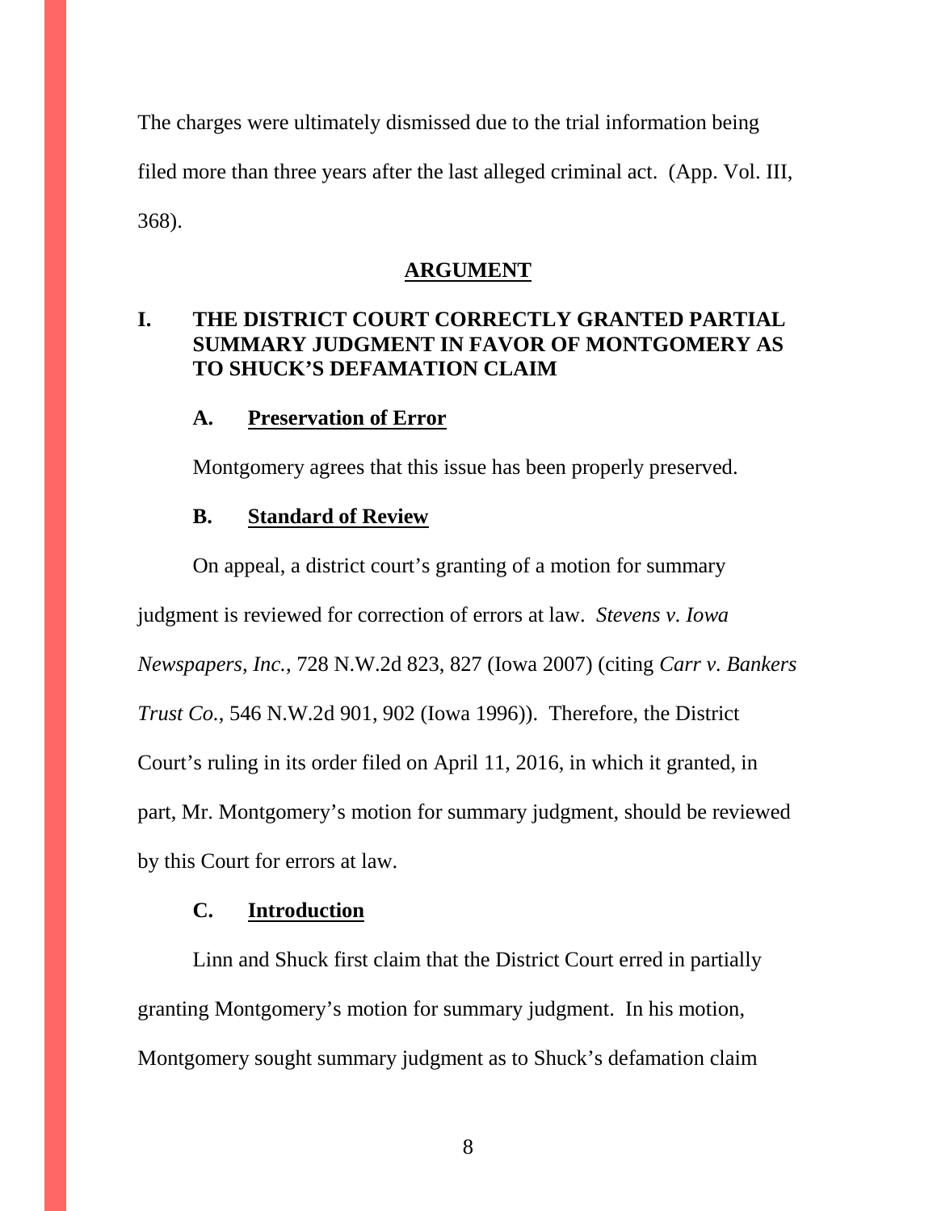The charges were ultimately dismissed due to the trial information being filed more than three years after the last alleged criminal act. (App. Vol. III, 368).

## ARGUMENT

### I. THE DISTRICT COURT CORRECTLY GRANTED PARTIAL SUMMARY JUDGMENT IN FAVOR OF MONTGOMERY AS TO SHUCK'S DEFAMATION CLAIM

#### A. Preservation of Error

Montgomery agrees that this issue has been properly preserved.

#### B. Standard of Review

On appeal, a district court's granting of a motion for summary judgment is reviewed for correction of errors at law. *Stevens v. Iowa Newspapers, Inc.*, 728 N.W.2d 823, 827 (Iowa 2007) (citing *Carr v. Bankers Trust Co.*, 546 N.W.2d 901, 902 (Iowa 1996)). Therefore, the District Court's ruling in its order filed on April 11, 2016, in which it granted, in part, Mr. Montgomery's motion for summary judgment, should be reviewed by this Court for errors at law.

#### C. Introduction

Linn and Shuck first claim that the District Court erred in partially granting Montgomery's motion for summary judgment. In his motion, Montgomery sought summary judgment as to Shuck's defamation claim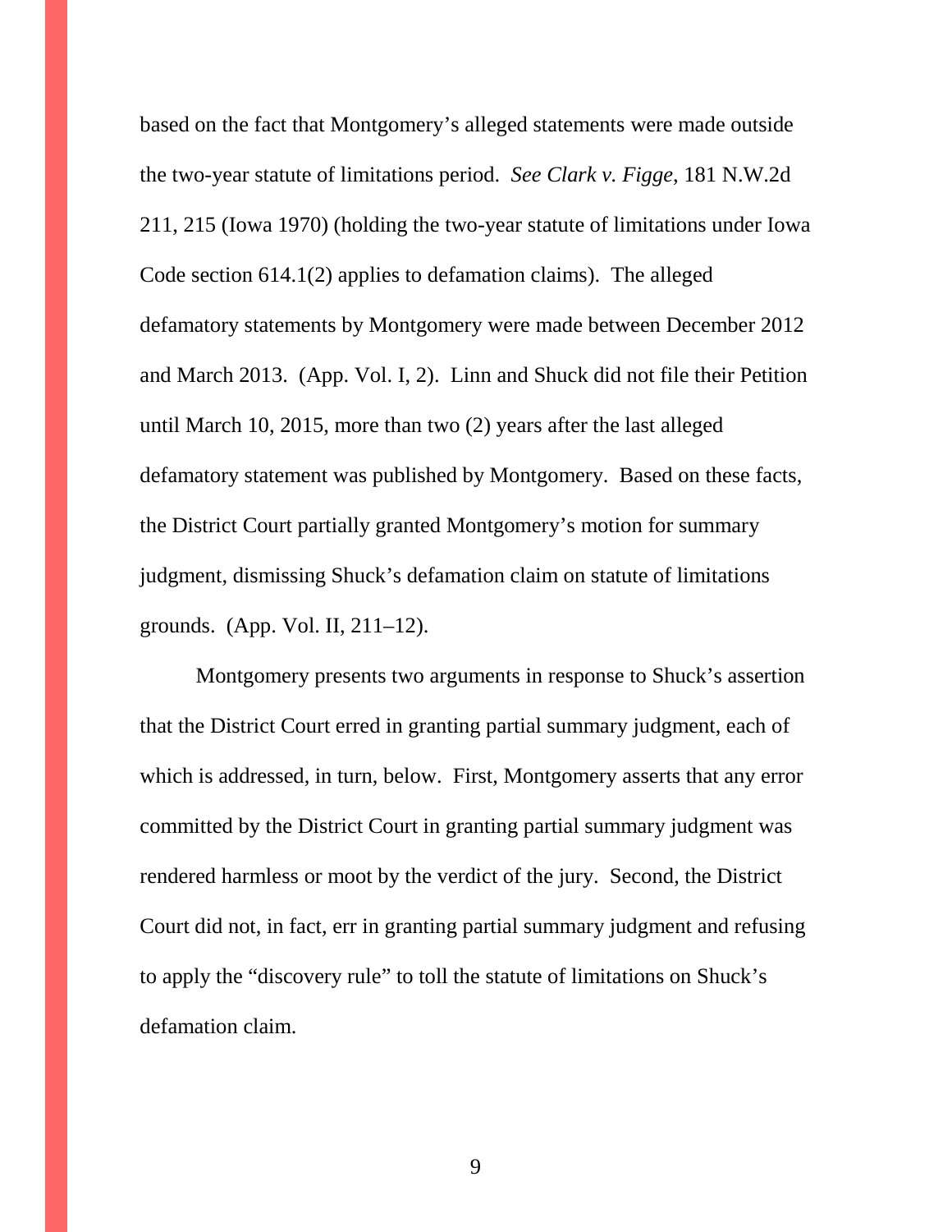based on the fact that Montgomery's alleged statements were made outside the two-year statute of limitations period. *See Clark v. Figge*, 181 N.W.2d 211, 215 (Iowa 1970) (holding the two-year statute of limitations under Iowa Code section 614.1(2) applies to defamation claims). The alleged defamatory statements by Montgomery were made between December 2012 and March 2013. (App. Vol. I, 2). Linn and Shuck did not file their Petition until March 10, 2015, more than two (2) years after the last alleged defamatory statement was published by Montgomery. Based on these facts, the District Court partially granted Montgomery's motion for summary judgment, dismissing Shuck's defamation claim on statute of limitations grounds. (App. Vol. II, 211–12).

Montgomery presents two arguments in response to Shuck's assertion that the District Court erred in granting partial summary judgment, each of which is addressed, in turn, below. First, Montgomery asserts that any error committed by the District Court in granting partial summary judgment was rendered harmless or moot by the verdict of the jury. Second, the District Court did not, in fact, err in granting partial summary judgment and refusing to apply the "discovery rule" to toll the statute of limitations on Shuck's defamation claim.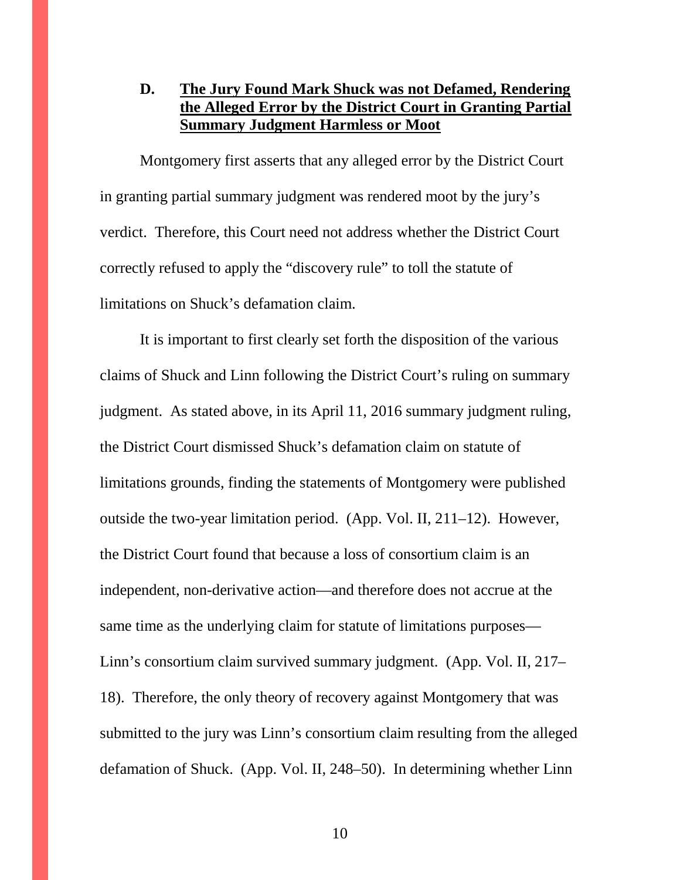### D. **The Jury Found Mark Shuck was not Defamed, Rendering the Alleged Error by the District Court in Granting Partial Summary Judgment Harmless or Moot**

Montgomery first asserts that any alleged error by the District Court in granting partial summary judgment was rendered moot by the jury's verdict. Therefore, this Court need not address whether the District Court correctly refused to apply the "discovery rule" to toll the statute of limitations on Shuck's defamation claim.

It is important to first clearly set forth the disposition of the various claims of Shuck and Linn following the District Court's ruling on summary judgment. As stated above, in its April 11, 2016 summary judgment ruling, the District Court dismissed Shuck's defamation claim on statute of limitations grounds, finding the statements of Montgomery were published outside the two-year limitation period. (App. Vol. II, 211–12). However, the District Court found that because a loss of consortium claim is an independent, non-derivative action—and therefore does not accrue at the same time as the underlying claim for statute of limitations purposes—Linn's consortium claim survived summary judgment. (App. Vol. II, 217–18). Therefore, the only theory of recovery against Montgomery that was submitted to the jury was Linn's consortium claim resulting from the alleged defamation of Shuck. (App. Vol. II, 248–50). In determining whether Linn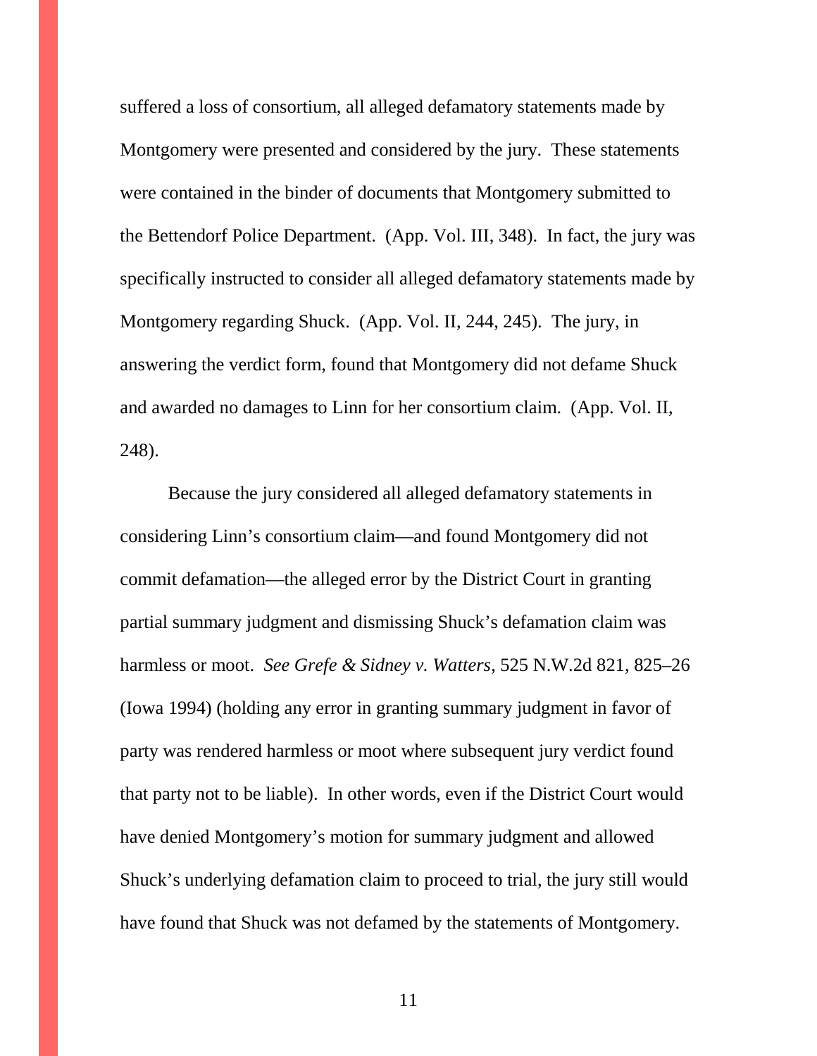suffered a loss of consortium, all alleged defamatory statements made by Montgomery were presented and considered by the jury. These statements were contained in the binder of documents that Montgomery submitted to the Bettendorf Police Department. (App. Vol. III, 348). In fact, the jury was specifically instructed to consider all alleged defamatory statements made by Montgomery regarding Shuck. (App. Vol. II, 244, 245). The jury, in answering the verdict form, found that Montgomery did not defame Shuck and awarded no damages to Linn for her consortium claim. (App. Vol. II, 248).

Because the jury considered all alleged defamatory statements in considering Linn's consortium claim—and found Montgomery did not commit defamation—the alleged error by the District Court in granting partial summary judgment and dismissing Shuck's defamation claim was harmless or moot. *See Grefe & Sidney v. Watters*, 525 N.W.2d 821, 825–26 (Iowa 1994) (holding any error in granting summary judgment in favor of party was rendered harmless or moot where subsequent jury verdict found that party not to be liable). In other words, even if the District Court would have denied Montgomery's motion for summary judgment and allowed Shuck's underlying defamation claim to proceed to trial, the jury still would have found that Shuck was not defamed by the statements of Montgomery.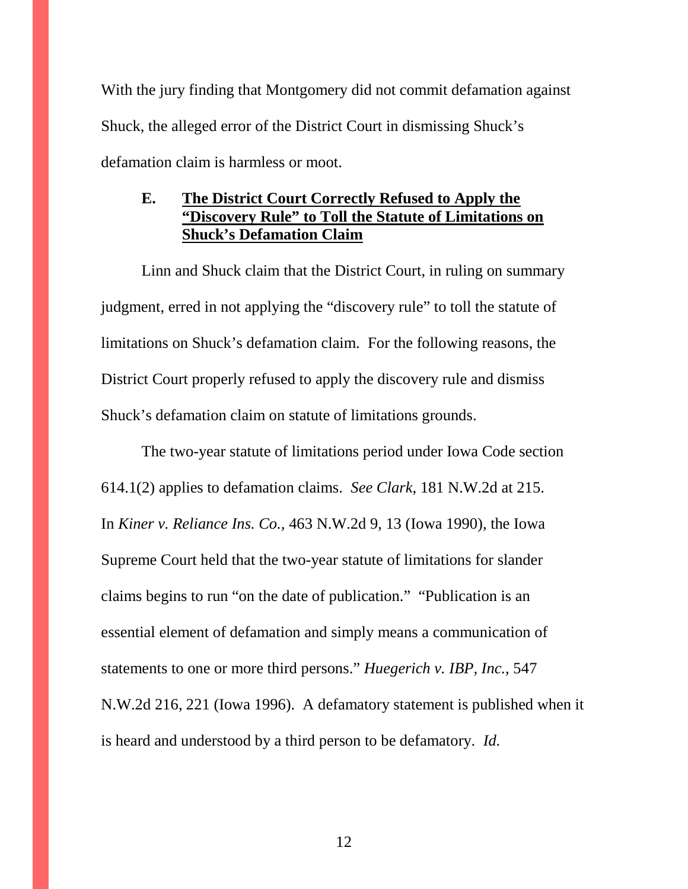With the jury finding that Montgomery did not commit defamation against Shuck, the alleged error of the District Court in dismissing Shuck's defamation claim is harmless or moot.

### E. <u>The District Court Correctly Refused to Apply the "Discovery Rule" to Toll the Statute of Limitations on Shuck's Defamation Claim</u>

Linn and Shuck claim that the District Court, in ruling on summary judgment, erred in not applying the "discovery rule" to toll the statute of limitations on Shuck's defamation claim. For the following reasons, the District Court properly refused to apply the discovery rule and dismiss Shuck's defamation claim on statute of limitations grounds.

The two-year statute of limitations period under Iowa Code section 614.1(2) applies to defamation claims. *See Clark*, 181 N.W.2d at 215. In *Kiner v. Reliance Ins. Co.*, 463 N.W.2d 9, 13 (Iowa 1990), the Iowa Supreme Court held that the two-year statute of limitations for slander claims begins to run "on the date of publication." "Publication is an essential element of defamation and simply means a communication of statements to one or more third persons." *Huegerich v. IBP, Inc.*, 547 N.W.2d 216, 221 (Iowa 1996). A defamatory statement is published when it is heard and understood by a third person to be defamatory. *Id.*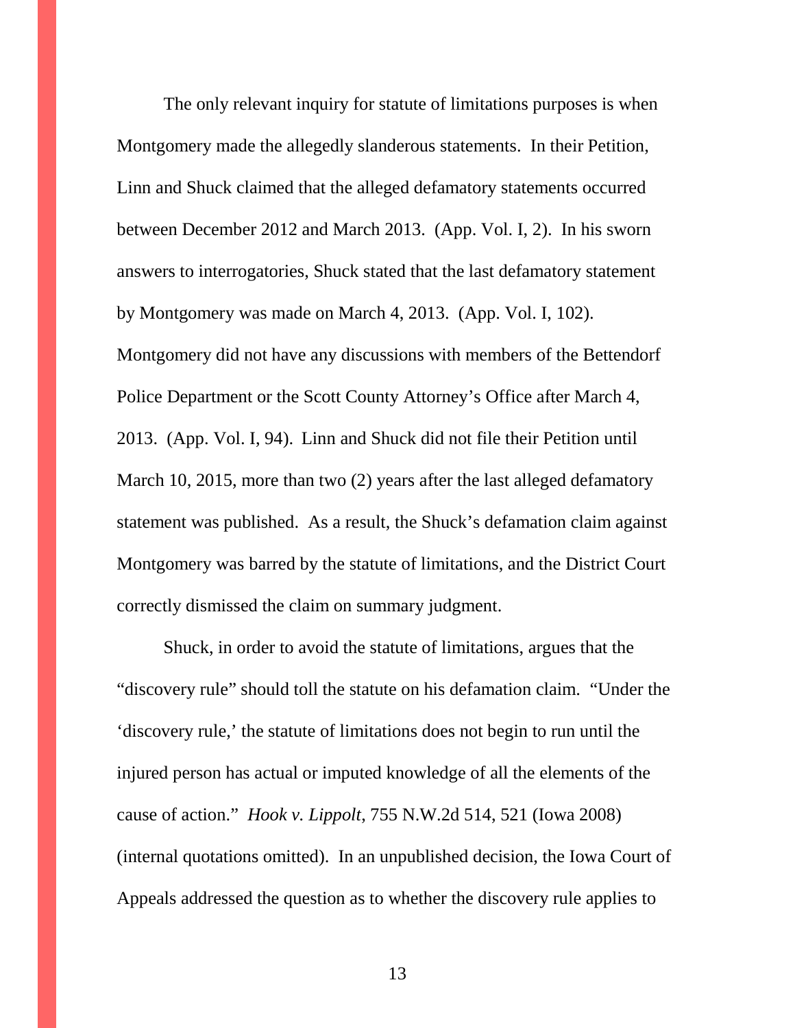The only relevant inquiry for statute of limitations purposes is when Montgomery made the allegedly slanderous statements. In their Petition, Linn and Shuck claimed that the alleged defamatory statements occurred between December 2012 and March 2013. (App. Vol. I, 2). In his sworn answers to interrogatories, Shuck stated that the last defamatory statement by Montgomery was made on March 4, 2013. (App. Vol. I, 102). Montgomery did not have any discussions with members of the Bettendorf Police Department or the Scott County Attorney's Office after March 4, 2013. (App. Vol. I, 94). Linn and Shuck did not file their Petition until March 10, 2015, more than two (2) years after the last alleged defamatory statement was published. As a result, the Shuck's defamation claim against Montgomery was barred by the statute of limitations, and the District Court correctly dismissed the claim on summary judgment.

Shuck, in order to avoid the statute of limitations, argues that the "discovery rule" should toll the statute on his defamation claim. "Under the 'discovery rule,' the statute of limitations does not begin to run until the injured person has actual or imputed knowledge of all the elements of the cause of action." *Hook v. Lippolt*, 755 N.W.2d 514, 521 (Iowa 2008) (internal quotations omitted). In an unpublished decision, the Iowa Court of Appeals addressed the question as to whether the discovery rule applies to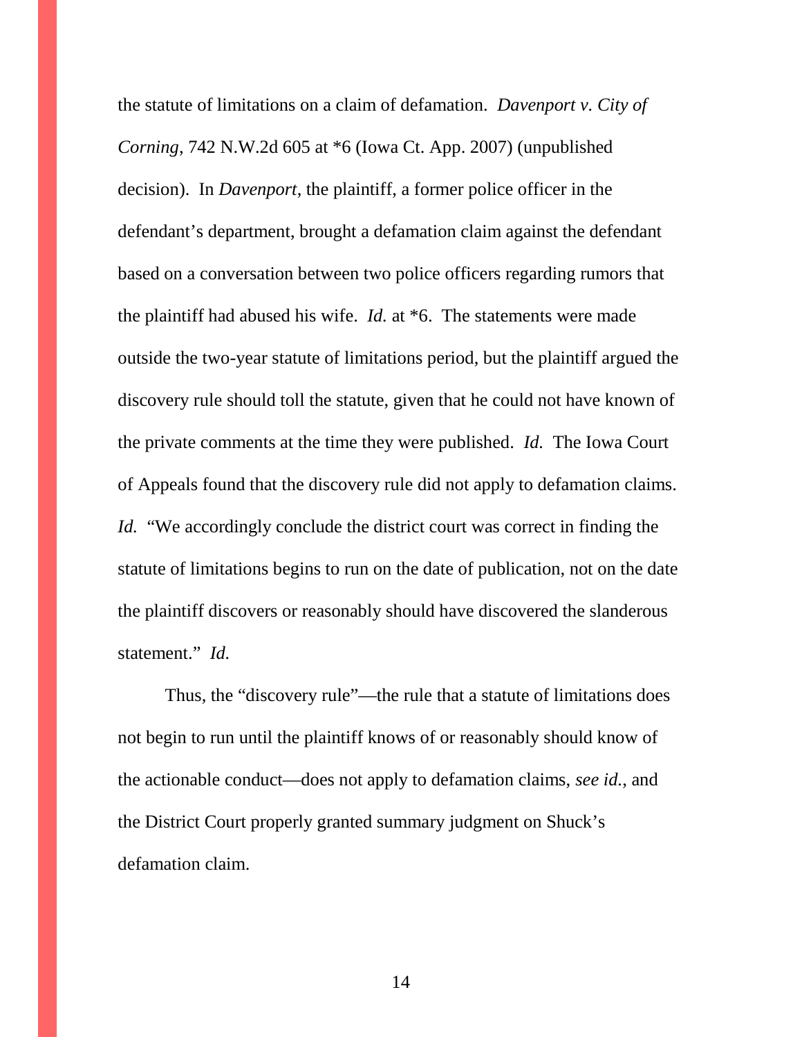the statute of limitations on a claim of defamation. *Davenport v. City of Corning*, 742 N.W.2d 605 at *6 (Iowa Ct. App. 2007) (unpublished decision). In *Davenport*, the plaintiff, a former police officer in the defendant's department, brought a defamation claim against the defendant based on a conversation between two police officers regarding rumors that the plaintiff had abused his wife. *Id.* at *6. The statements were made outside the two-year statute of limitations period, but the plaintiff argued the discovery rule should toll the statute, given that he could not have known of the private comments at the time they were published. *Id.* The Iowa Court of Appeals found that the discovery rule did not apply to defamation claims. *Id.* "We accordingly conclude the district court was correct in finding the statute of limitations begins to run on the date of publication, not on the date the plaintiff discovers or reasonably should have discovered the slanderous statement." *Id.*

Thus, the "discovery rule"—the rule that a statute of limitations does not begin to run until the plaintiff knows of or reasonably should know of the actionable conduct—does not apply to defamation claims, *see id.*, and the District Court properly granted summary judgment on Shuck's defamation claim.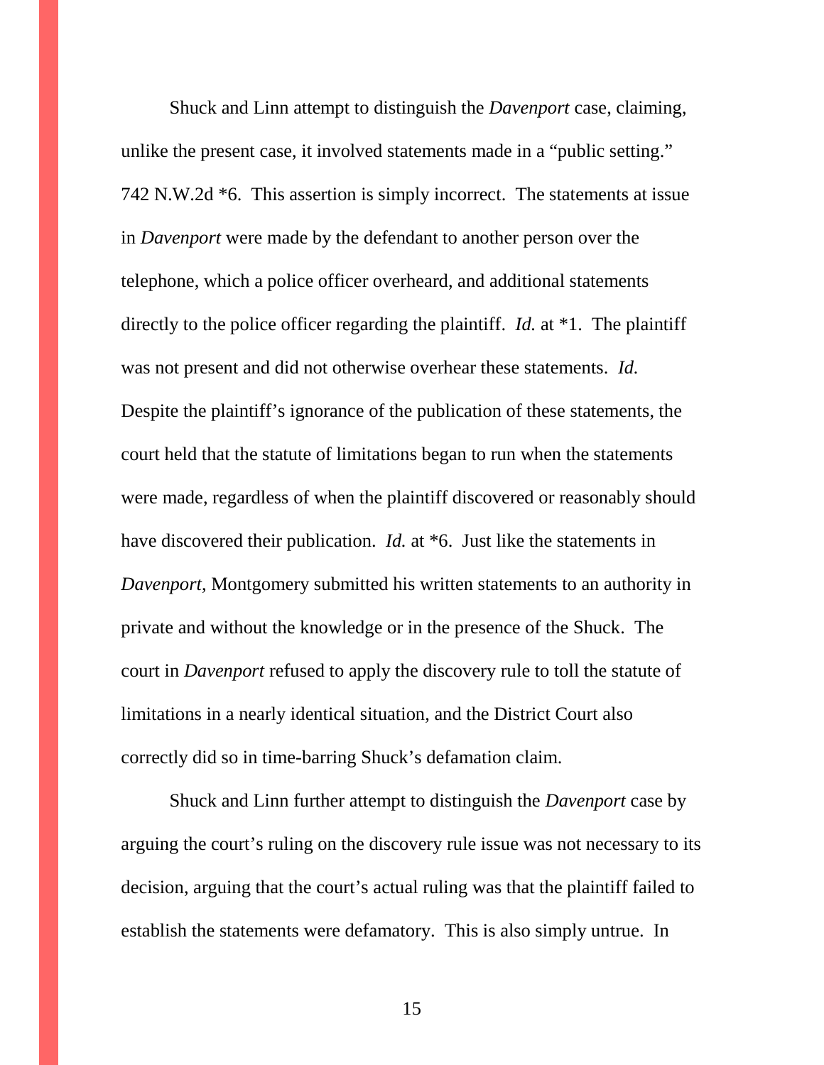Shuck and Linn attempt to distinguish the *Davenport* case, claiming, unlike the present case, it involved statements made in a "public setting." 742 N.W.2d *6. This assertion is simply incorrect. The statements at issue in *Davenport* were made by the defendant to another person over the telephone, which a police officer overheard, and additional statements directly to the police officer regarding the plaintiff. *Id.* at *1. The plaintiff was not present and did not otherwise overhear these statements. *Id.* Despite the plaintiff's ignorance of the publication of these statements, the court held that the statute of limitations began to run when the statements were made, regardless of when the plaintiff discovered or reasonably should have discovered their publication. *Id.* at *6. Just like the statements in *Davenport*, Montgomery submitted his written statements to an authority in private and without the knowledge or in the presence of the Shuck. The court in *Davenport* refused to apply the discovery rule to toll the statute of limitations in a nearly identical situation, and the District Court also correctly did so in time-barring Shuck's defamation claim.

Shuck and Linn further attempt to distinguish the *Davenport* case by arguing the court's ruling on the discovery rule issue was not necessary to its decision, arguing that the court's actual ruling was that the plaintiff failed to establish the statements were defamatory. This is also simply untrue. In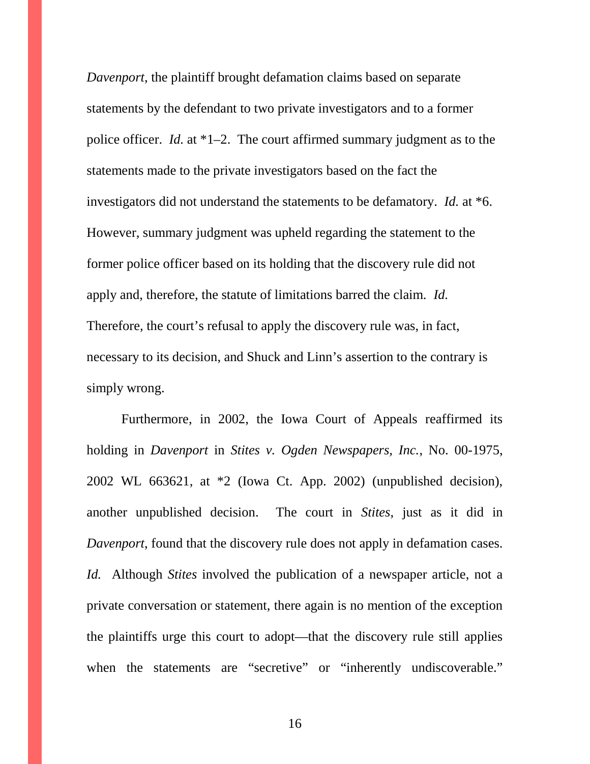*Davenport*, the plaintiff brought defamation claims based on separate statements by the defendant to two private investigators and to a former police officer. *Id.* at *1–2. The court affirmed summary judgment as to the statements made to the private investigators based on the fact the investigators did not understand the statements to be defamatory. *Id.* at *6. However, summary judgment was upheld regarding the statement to the former police officer based on its holding that the discovery rule did not apply and, therefore, the statute of limitations barred the claim. *Id.* Therefore, the court's refusal to apply the discovery rule was, in fact, necessary to its decision, and Shuck and Linn's assertion to the contrary is simply wrong.

Furthermore, in 2002, the Iowa Court of Appeals reaffirmed its holding in *Davenport* in *Stites v. Ogden Newspapers, Inc.*, No. 00-1975, 2002 WL 663621, at *2 (Iowa Ct. App. 2002) (unpublished decision), another unpublished decision. The court in *Stites*, just as it did in *Davenport*, found that the discovery rule does not apply in defamation cases. *Id.* Although *Stites* involved the publication of a newspaper article, not a private conversation or statement, there again is no mention of the exception the plaintiffs urge this court to adopt—that the discovery rule still applies when the statements are "secretive" or "inherently undiscoverable."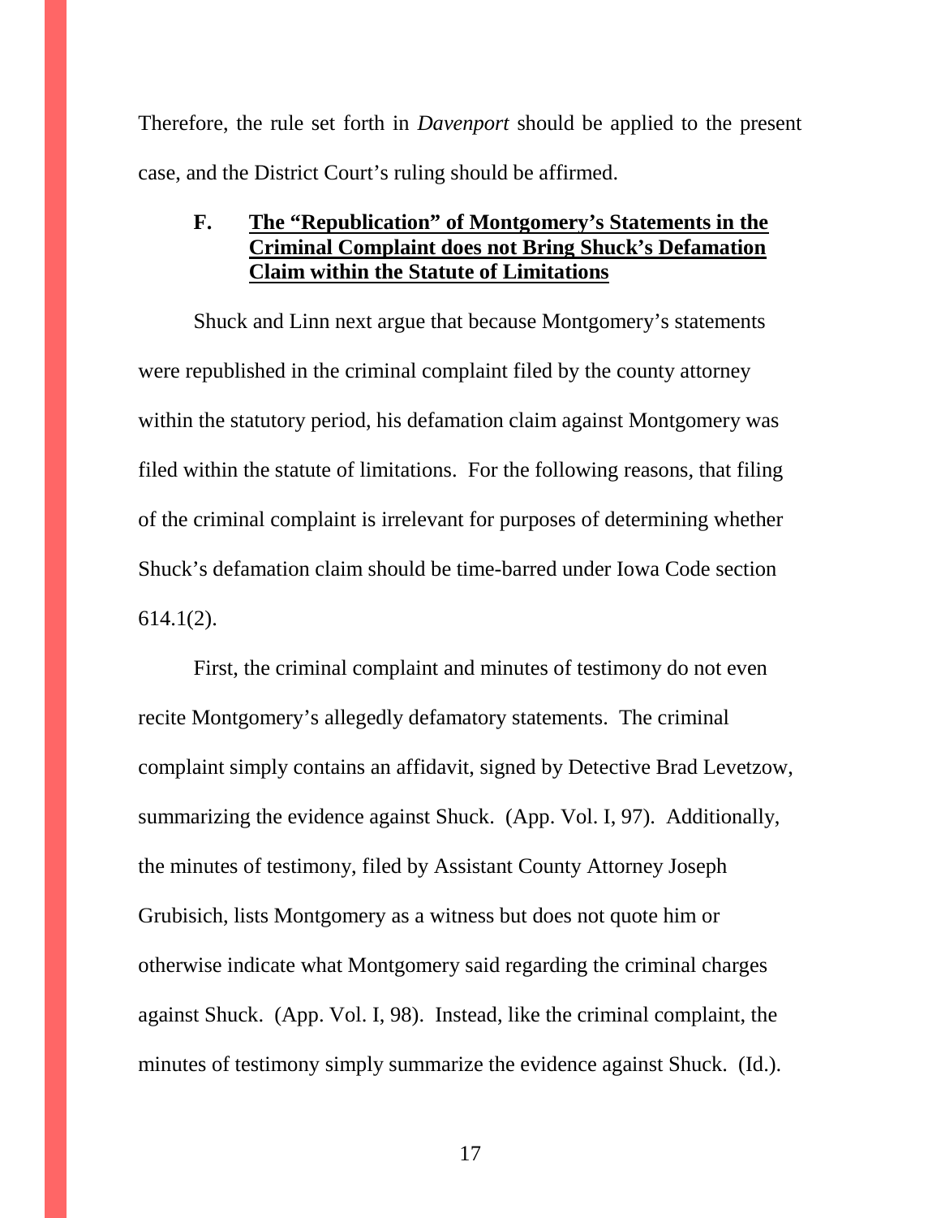Therefore, the rule set forth in *Davenport* should be applied to the present case, and the District Court's ruling should be affirmed.

### F. <u>The "Republication" of Montgomery's Statements in the Criminal Complaint does not Bring Shuck's Defamation Claim within the Statute of Limitations</u>

Shuck and Linn next argue that because Montgomery's statements were republished in the criminal complaint filed by the county attorney within the statutory period, his defamation claim against Montgomery was filed within the statute of limitations. For the following reasons, that filing of the criminal complaint is irrelevant for purposes of determining whether Shuck's defamation claim should be time-barred under Iowa Code section 614.1(2).

First, the criminal complaint and minutes of testimony do not even recite Montgomery's allegedly defamatory statements. The criminal complaint simply contains an affidavit, signed by Detective Brad Levetzow, summarizing the evidence against Shuck. (App. Vol. I, 97). Additionally, the minutes of testimony, filed by Assistant County Attorney Joseph Grubisich, lists Montgomery as a witness but does not quote him or otherwise indicate what Montgomery said regarding the criminal charges against Shuck. (App. Vol. I, 98). Instead, like the criminal complaint, the minutes of testimony simply summarize the evidence against Shuck. (Id.).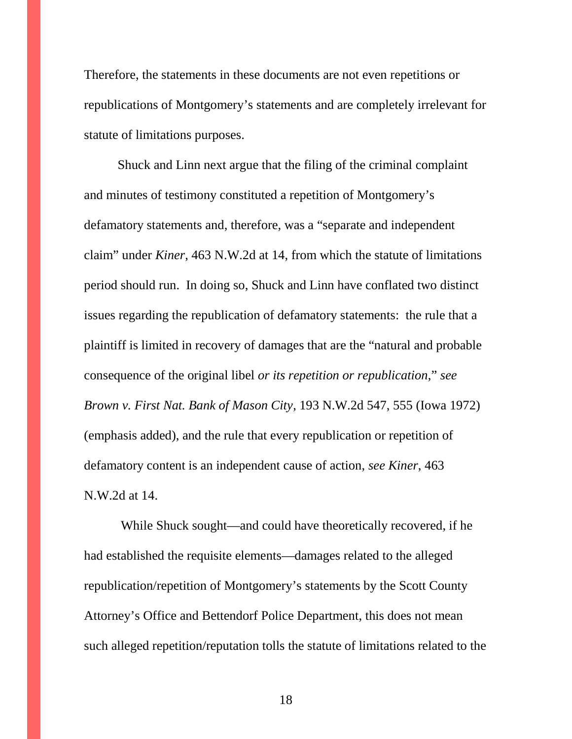Therefore, the statements in these documents are not even repetitions or republications of Montgomery's statements and are completely irrelevant for statute of limitations purposes.

Shuck and Linn next argue that the filing of the criminal complaint and minutes of testimony constituted a repetition of Montgomery's defamatory statements and, therefore, was a "separate and independent claim" under *Kiner*, 463 N.W.2d at 14, from which the statute of limitations period should run. In doing so, Shuck and Linn have conflated two distinct issues regarding the republication of defamatory statements: the rule that a plaintiff is limited in recovery of damages that are the "natural and probable consequence of the original libel *or its repetition or republication*," *see Brown v. First Nat. Bank of Mason City*, 193 N.W.2d 547, 555 (Iowa 1972) (emphasis added), and the rule that every republication or repetition of defamatory content is an independent cause of action, *see Kiner*, 463 N.W.2d at 14.

While Shuck sought—and could have theoretically recovered, if he had established the requisite elements—damages related to the alleged republication/repetition of Montgomery's statements by the Scott County Attorney's Office and Bettendorf Police Department, this does not mean such alleged repetition/reputation tolls the statute of limitations related to the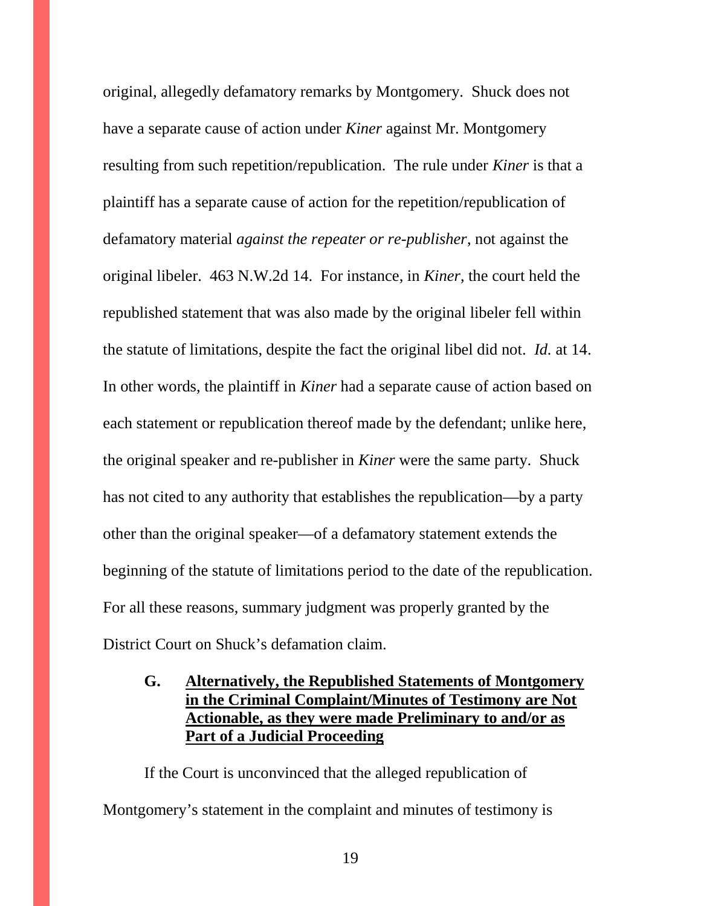original, allegedly defamatory remarks by Montgomery. Shuck does not have a separate cause of action under *Kiner* against Mr. Montgomery resulting from such repetition/republication. The rule under *Kiner* is that a plaintiff has a separate cause of action for the repetition/republication of defamatory material *against the repeater or re-publisher*, not against the original libeler. 463 N.W.2d 14. For instance, in *Kiner*, the court held the republished statement that was also made by the original libeler fell within the statute of limitations, despite the fact the original libel did not. *Id.* at 14. In other words, the plaintiff in *Kiner* had a separate cause of action based on each statement or republication thereof made by the defendant; unlike here, the original speaker and re-publisher in *Kiner* were the same party. Shuck has not cited to any authority that establishes the republication—by a party other than the original speaker—of a defamatory statement extends the beginning of the statute of limitations period to the date of the republication. For all these reasons, summary judgment was properly granted by the District Court on Shuck's defamation claim.

### G. <u>Alternatively, the Republished Statements of Montgomery in the Criminal Complaint/Minutes of Testimony are Not Actionable, as they were made Preliminary to and/or as Part of a Judicial Proceeding</u>

If the Court is unconvinced that the alleged republication of Montgomery's statement in the complaint and minutes of testimony is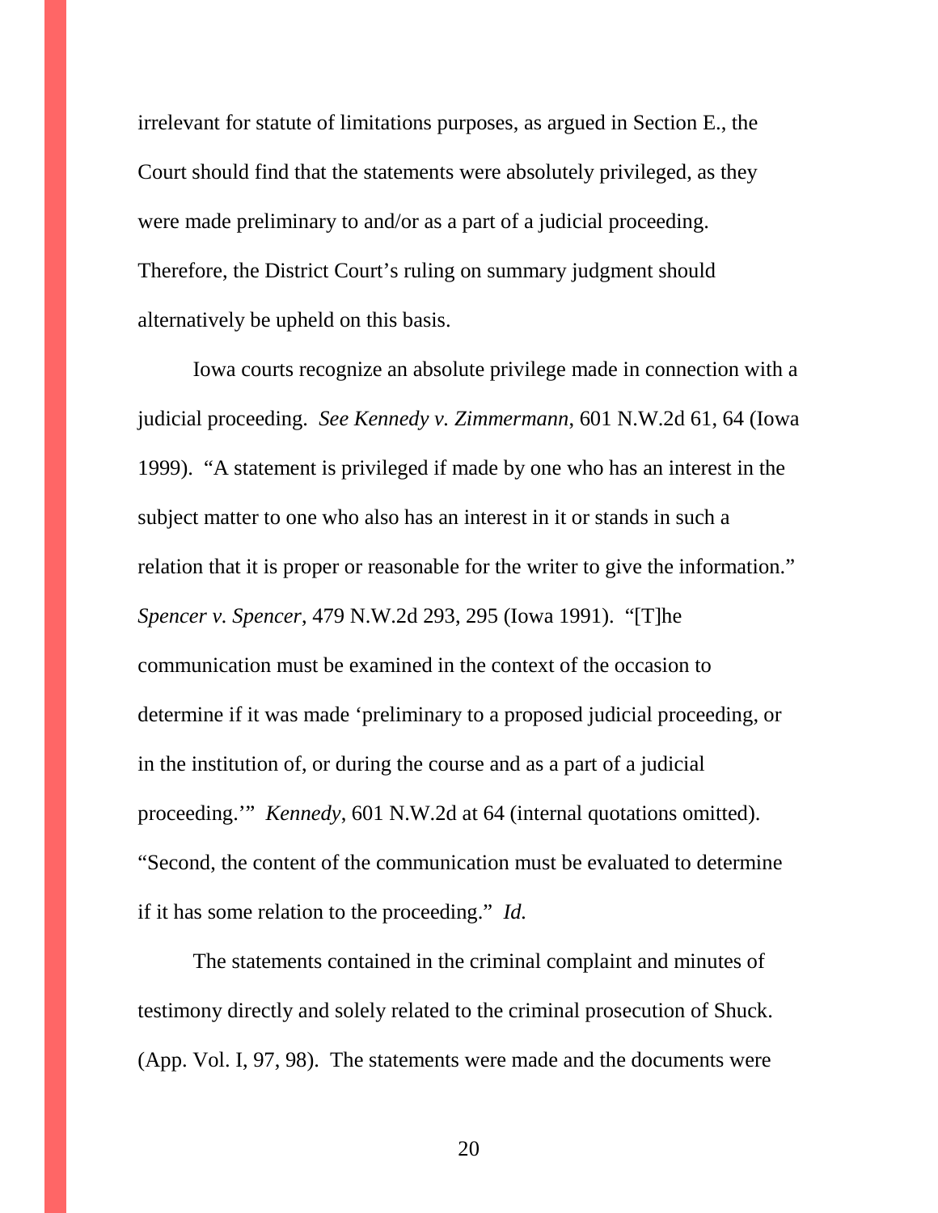irrelevant for statute of limitations purposes, as argued in Section E., the Court should find that the statements were absolutely privileged, as they were made preliminary to and/or as a part of a judicial proceeding. Therefore, the District Court's ruling on summary judgment should alternatively be upheld on this basis.

Iowa courts recognize an absolute privilege made in connection with a judicial proceeding. *See Kennedy v. Zimmermann*, 601 N.W.2d 61, 64 (Iowa 1999). "A statement is privileged if made by one who has an interest in the subject matter to one who also has an interest in it or stands in such a relation that it is proper or reasonable for the writer to give the information." *Spencer v. Spencer*, 479 N.W.2d 293, 295 (Iowa 1991). "[T]he communication must be examined in the context of the occasion to determine if it was made 'preliminary to a proposed judicial proceeding, or in the institution of, or during the course and as a part of a judicial proceeding.'" *Kennedy*, 601 N.W.2d at 64 (internal quotations omitted). "Second, the content of the communication must be evaluated to determine if it has some relation to the proceeding." *Id.*

The statements contained in the criminal complaint and minutes of testimony directly and solely related to the criminal prosecution of Shuck. (App. Vol. I, 97, 98). The statements were made and the documents were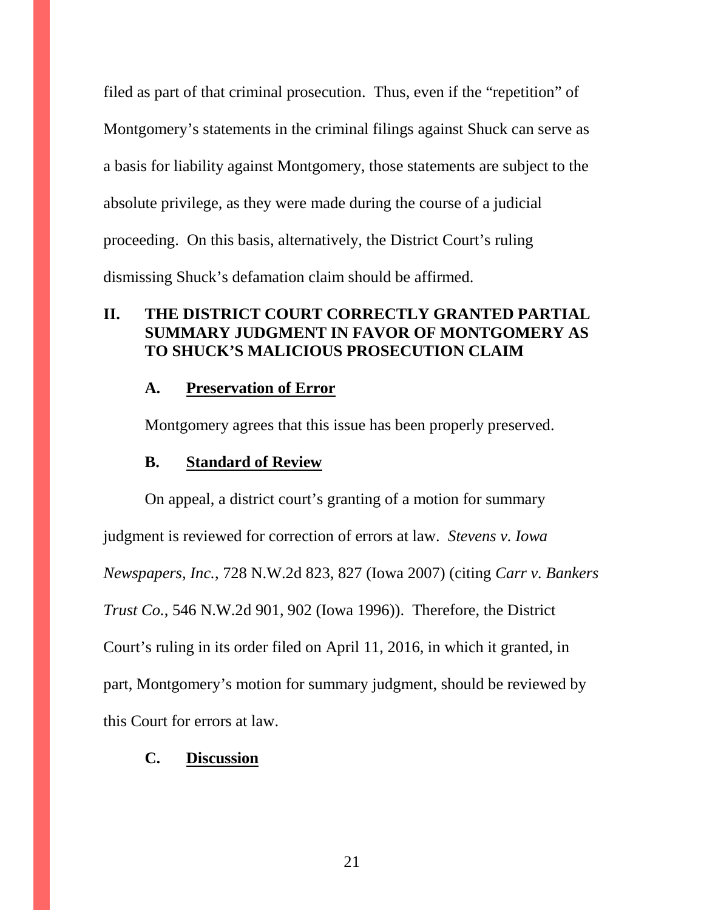filed as part of that criminal prosecution. Thus, even if the "repetition" of Montgomery's statements in the criminal filings against Shuck can serve as a basis for liability against Montgomery, those statements are subject to the absolute privilege, as they were made during the course of a judicial proceeding. On this basis, alternatively, the District Court's ruling dismissing Shuck's defamation claim should be affirmed.

## II. THE DISTRICT COURT CORRECTLY GRANTED PARTIAL SUMMARY JUDGMENT IN FAVOR OF MONTGOMERY AS TO SHUCK'S MALICIOUS PROSECUTION CLAIM

### A. Preservation of Error

Montgomery agrees that this issue has been properly preserved.

### B. Standard of Review

On appeal, a district court's granting of a motion for summary judgment is reviewed for correction of errors at law. *Stevens v. Iowa Newspapers, Inc.*, 728 N.W.2d 823, 827 (Iowa 2007) (citing *Carr v. Bankers Trust Co.*, 546 N.W.2d 901, 902 (Iowa 1996)). Therefore, the District Court's ruling in its order filed on April 11, 2016, in which it granted, in part, Montgomery's motion for summary judgment, should be reviewed by this Court for errors at law.

### C. Discussion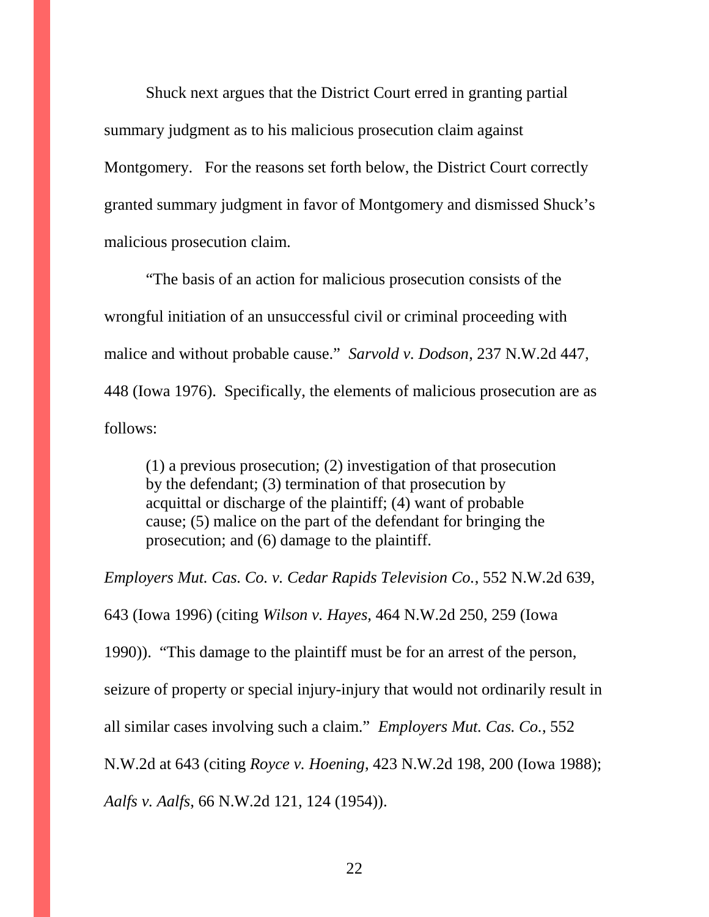Shuck next argues that the District Court erred in granting partial summary judgment as to his malicious prosecution claim against Montgomery. For the reasons set forth below, the District Court correctly granted summary judgment in favor of Montgomery and dismissed Shuck's malicious prosecution claim.

"The basis of an action for malicious prosecution consists of the wrongful initiation of an unsuccessful civil or criminal proceeding with malice and without probable cause." *Sarvold v. Dodson*, 237 N.W.2d 447, 448 (Iowa 1976). Specifically, the elements of malicious prosecution are as follows:

> (1) a previous prosecution; (2) investigation of that prosecution by the defendant; (3) termination of that prosecution by acquittal or discharge of the plaintiff; (4) want of probable cause; (5) malice on the part of the defendant for bringing the prosecution; and (6) damage to the plaintiff.

*Employers Mut. Cas. Co. v. Cedar Rapids Television Co.*, 552 N.W.2d 639, 643 (Iowa 1996) (citing *Wilson v. Hayes,* 464 N.W.2d 250, 259 (Iowa 1990)). "This damage to the plaintiff must be for an arrest of the person, seizure of property or special injury-injury that would not ordinarily result in all similar cases involving such a claim." *Employers Mut. Cas. Co.*, 552 N.W.2d at 643 (citing *Royce v. Hoening*, 423 N.W.2d 198, 200 (Iowa 1988); *Aalfs v. Aalfs*, 66 N.W.2d 121, 124 (1954)).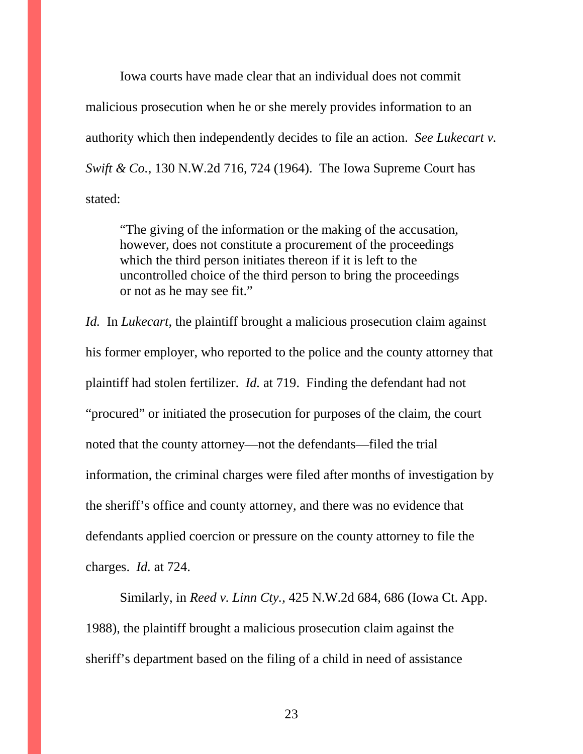Iowa courts have made clear that an individual does not commit malicious prosecution when he or she merely provides information to an authority which then independently decides to file an action. *See Lukecart v. Swift & Co.*, 130 N.W.2d 716, 724 (1964). The Iowa Supreme Court has stated:

> "The giving of the information or the making of the accusation, however, does not constitute a procurement of the proceedings which the third person initiates thereon if it is left to the uncontrolled choice of the third person to bring the proceedings or not as he may see fit."

*Id.* In *Lukecart*, the plaintiff brought a malicious prosecution claim against his former employer, who reported to the police and the county attorney that plaintiff had stolen fertilizer. *Id.* at 719. Finding the defendant had not "procured" or initiated the prosecution for purposes of the claim, the court noted that the county attorney—not the defendants—filed the trial information, the criminal charges were filed after months of investigation by the sheriff's office and county attorney, and there was no evidence that defendants applied coercion or pressure on the county attorney to file the charges. *Id.* at 724.

Similarly, in *Reed v. Linn Cty.*, 425 N.W.2d 684, 686 (Iowa Ct. App. 1988), the plaintiff brought a malicious prosecution claim against the sheriff's department based on the filing of a child in need of assistance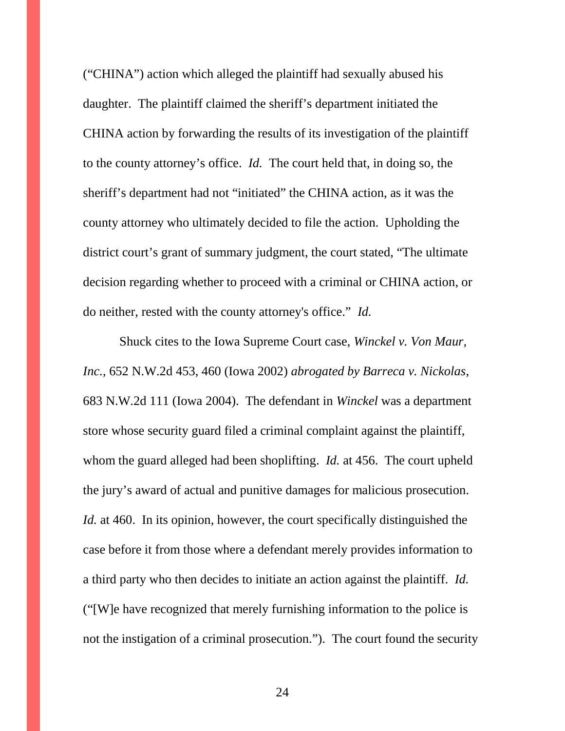("CHINA") action which alleged the plaintiff had sexually abused his daughter. The plaintiff claimed the sheriff's department initiated the CHINA action by forwarding the results of its investigation of the plaintiff to the county attorney's office. *Id.* The court held that, in doing so, the sheriff's department had not "initiated" the CHINA action, as it was the county attorney who ultimately decided to file the action. Upholding the district court's grant of summary judgment, the court stated, "The ultimate decision regarding whether to proceed with a criminal or CHINA action, or do neither, rested with the county attorney's office." *Id.*

Shuck cites to the Iowa Supreme Court case, *Winckel v. Von Maur, Inc.*, 652 N.W.2d 453, 460 (Iowa 2002) *abrogated by Barreca v. Nickolas*, 683 N.W.2d 111 (Iowa 2004). The defendant in *Winckel* was a department store whose security guard filed a criminal complaint against the plaintiff, whom the guard alleged had been shoplifting. *Id.* at 456. The court upheld the jury's award of actual and punitive damages for malicious prosecution. *Id.* at 460. In its opinion, however, the court specifically distinguished the case before it from those where a defendant merely provides information to a third party who then decides to initiate an action against the plaintiff. *Id.* ("[W]e have recognized that merely furnishing information to the police is not the instigation of a criminal prosecution."). The court found the security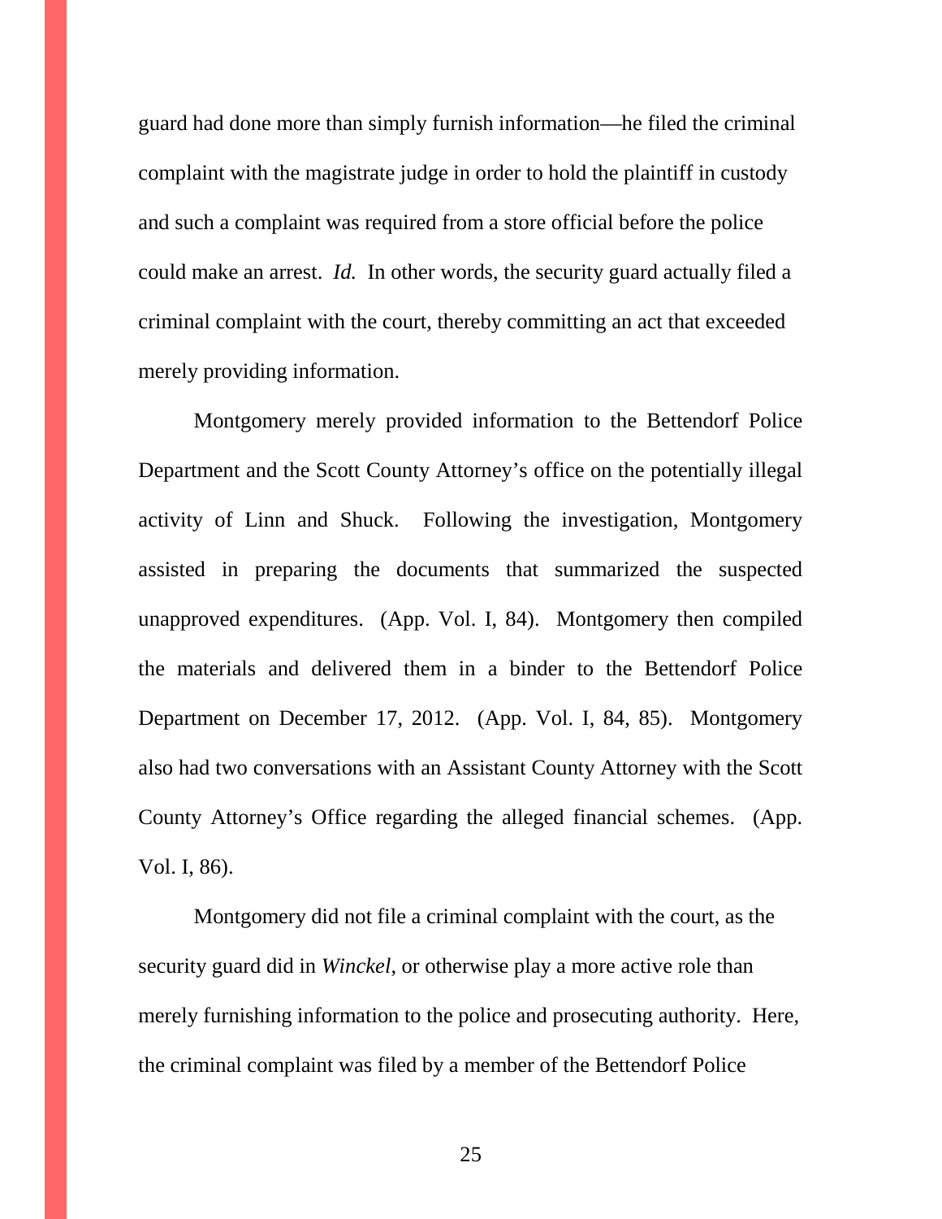guard had done more than simply furnish information—he filed the criminal complaint with the magistrate judge in order to hold the plaintiff in custody and such a complaint was required from a store official before the police could make an arrest. *Id.* In other words, the security guard actually filed a criminal complaint with the court, thereby committing an act that exceeded merely providing information.

Montgomery merely provided information to the Bettendorf Police Department and the Scott County Attorney's office on the potentially illegal activity of Linn and Shuck. Following the investigation, Montgomery assisted in preparing the documents that summarized the suspected unapproved expenditures. (App. Vol. I, 84). Montgomery then compiled the materials and delivered them in a binder to the Bettendorf Police Department on December 17, 2012. (App. Vol. I, 84, 85). Montgomery also had two conversations with an Assistant County Attorney with the Scott County Attorney's Office regarding the alleged financial schemes. (App. Vol. I, 86).

Montgomery did not file a criminal complaint with the court, as the security guard did in *Winckel*, or otherwise play a more active role than merely furnishing information to the police and prosecuting authority. Here, the criminal complaint was filed by a member of the Bettendorf Police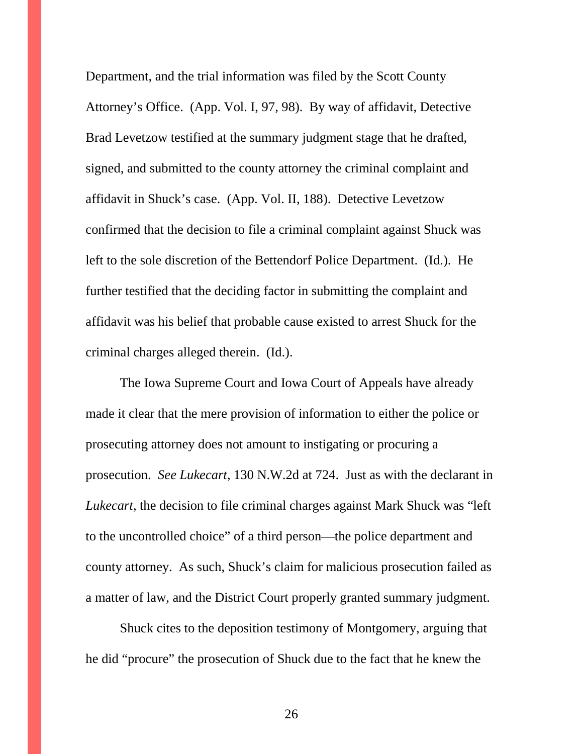Department, and the trial information was filed by the Scott County Attorney's Office. (App. Vol. I, 97, 98). By way of affidavit, Detective Brad Levetzow testified at the summary judgment stage that he drafted, signed, and submitted to the county attorney the criminal complaint and affidavit in Shuck's case. (App. Vol. II, 188). Detective Levetzow confirmed that the decision to file a criminal complaint against Shuck was left to the sole discretion of the Bettendorf Police Department. (Id.). He further testified that the deciding factor in submitting the complaint and affidavit was his belief that probable cause existed to arrest Shuck for the criminal charges alleged therein. (Id.).

The Iowa Supreme Court and Iowa Court of Appeals have already made it clear that the mere provision of information to either the police or prosecuting attorney does not amount to instigating or procuring a prosecution. *See Lukecart*, 130 N.W.2d at 724. Just as with the declarant in *Lukecart*, the decision to file criminal charges against Mark Shuck was "left to the uncontrolled choice" of a third person—the police department and county attorney. As such, Shuck's claim for malicious prosecution failed as a matter of law, and the District Court properly granted summary judgment.

Shuck cites to the deposition testimony of Montgomery, arguing that he did "procure" the prosecution of Shuck due to the fact that he knew the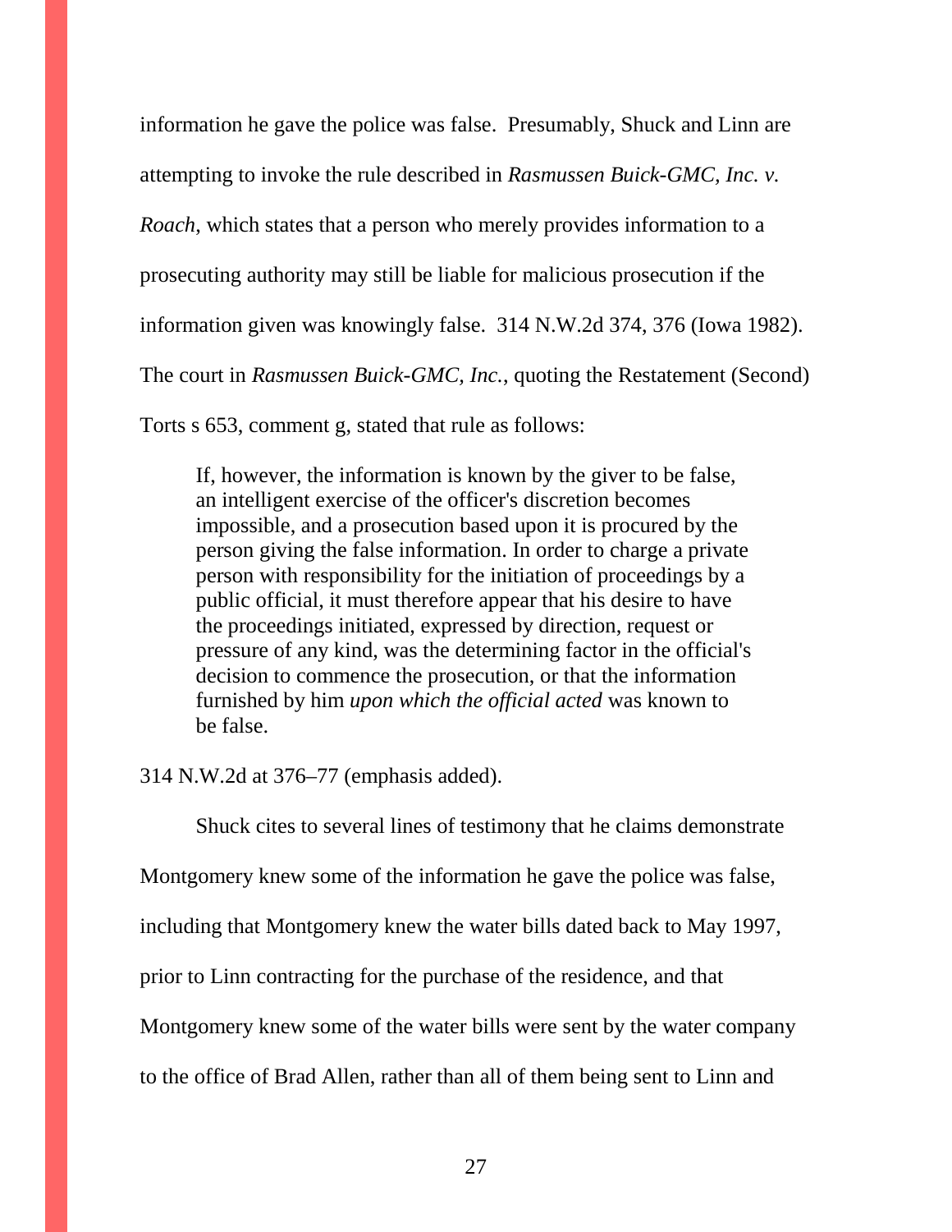information he gave the police was false. Presumably, Shuck and Linn are attempting to invoke the rule described in *Rasmussen Buick-GMC, Inc. v. Roach*, which states that a person who merely provides information to a prosecuting authority may still be liable for malicious prosecution if the information given was knowingly false. 314 N.W.2d 374, 376 (Iowa 1982). The court in *Rasmussen Buick-GMC, Inc.*, quoting the Restatement (Second) Torts s 653, comment g, stated that rule as follows:

> If, however, the information is known by the giver to be false, an intelligent exercise of the officer's discretion becomes impossible, and a prosecution based upon it is procured by the person giving the false information. In order to charge a private person with responsibility for the initiation of proceedings by a public official, it must therefore appear that his desire to have the proceedings initiated, expressed by direction, request or pressure of any kind, was the determining factor in the official's decision to commence the prosecution, or that the information furnished by him *upon which the official acted* was known to be false.

314 N.W.2d at 376–77 (emphasis added).

Shuck cites to several lines of testimony that he claims demonstrate Montgomery knew some of the information he gave the police was false, including that Montgomery knew the water bills dated back to May 1997, prior to Linn contracting for the purchase of the residence, and that Montgomery knew some of the water bills were sent by the water company to the office of Brad Allen, rather than all of them being sent to Linn and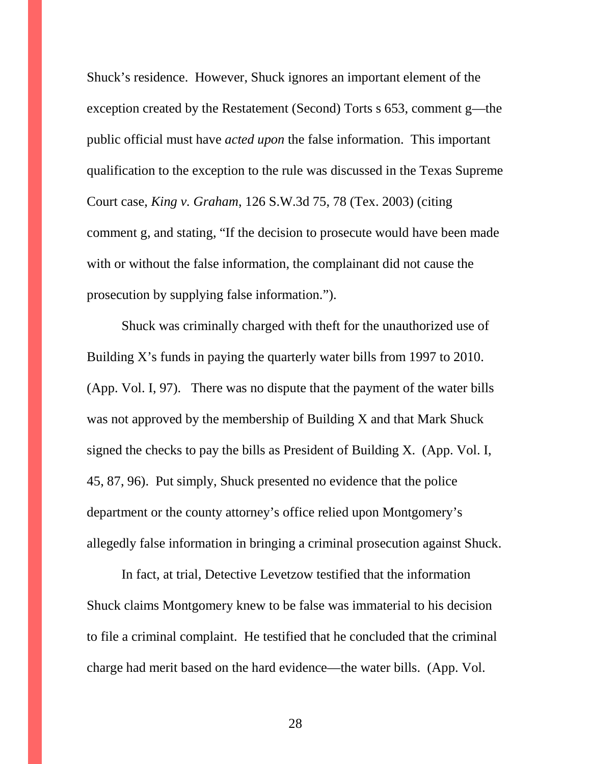Shuck's residence. However, Shuck ignores an important element of the exception created by the Restatement (Second) Torts s 653, comment g—the public official must have *acted upon* the false information. This important qualification to the exception to the rule was discussed in the Texas Supreme Court case, *King v. Graham*, 126 S.W.3d 75, 78 (Tex. 2003) (citing comment g, and stating, "If the decision to prosecute would have been made with or without the false information, the complainant did not cause the prosecution by supplying false information.").

Shuck was criminally charged with theft for the unauthorized use of Building X's funds in paying the quarterly water bills from 1997 to 2010. (App. Vol. I, 97). There was no dispute that the payment of the water bills was not approved by the membership of Building X and that Mark Shuck signed the checks to pay the bills as President of Building X. (App. Vol. I, 45, 87, 96). Put simply, Shuck presented no evidence that the police department or the county attorney's office relied upon Montgomery's allegedly false information in bringing a criminal prosecution against Shuck.

In fact, at trial, Detective Levetzow testified that the information Shuck claims Montgomery knew to be false was immaterial to his decision to file a criminal complaint. He testified that he concluded that the criminal charge had merit based on the hard evidence—the water bills. (App. Vol.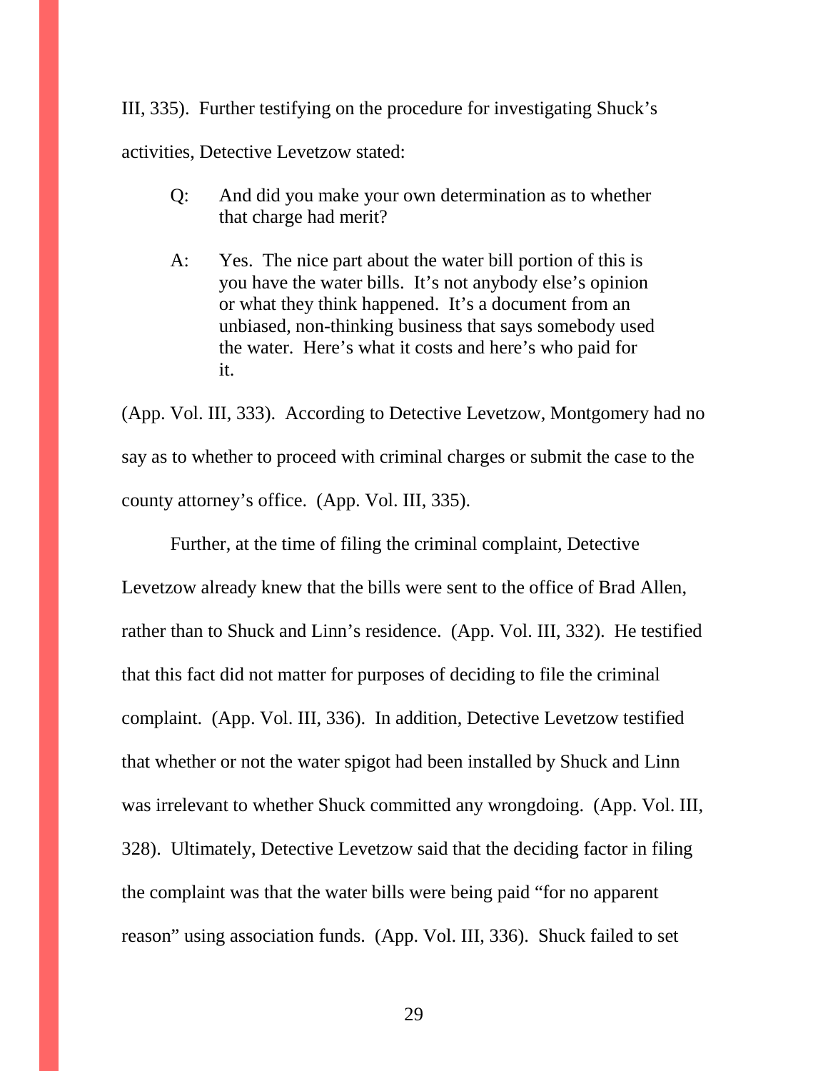III, 335). Further testifying on the procedure for investigating Shuck's activities, Detective Levetzow stated:

> Q: And did you make your own determination as to whether that charge had merit?
>
> A: Yes. The nice part about the water bill portion of this is you have the water bills. It's not anybody else's opinion or what they think happened. It's a document from an unbiased, non-thinking business that says somebody used the water. Here's what it costs and here's who paid for it.

(App. Vol. III, 333). According to Detective Levetzow, Montgomery had no say as to whether to proceed with criminal charges or submit the case to the county attorney's office. (App. Vol. III, 335).

Further, at the time of filing the criminal complaint, Detective Levetzow already knew that the bills were sent to the office of Brad Allen, rather than to Shuck and Linn's residence. (App. Vol. III, 332). He testified that this fact did not matter for purposes of deciding to file the criminal complaint. (App. Vol. III, 336). In addition, Detective Levetzow testified that whether or not the water spigot had been installed by Shuck and Linn was irrelevant to whether Shuck committed any wrongdoing. (App. Vol. III, 328). Ultimately, Detective Levetzow said that the deciding factor in filing the complaint was that the water bills were being paid "for no apparent reason" using association funds. (App. Vol. III, 336). Shuck failed to set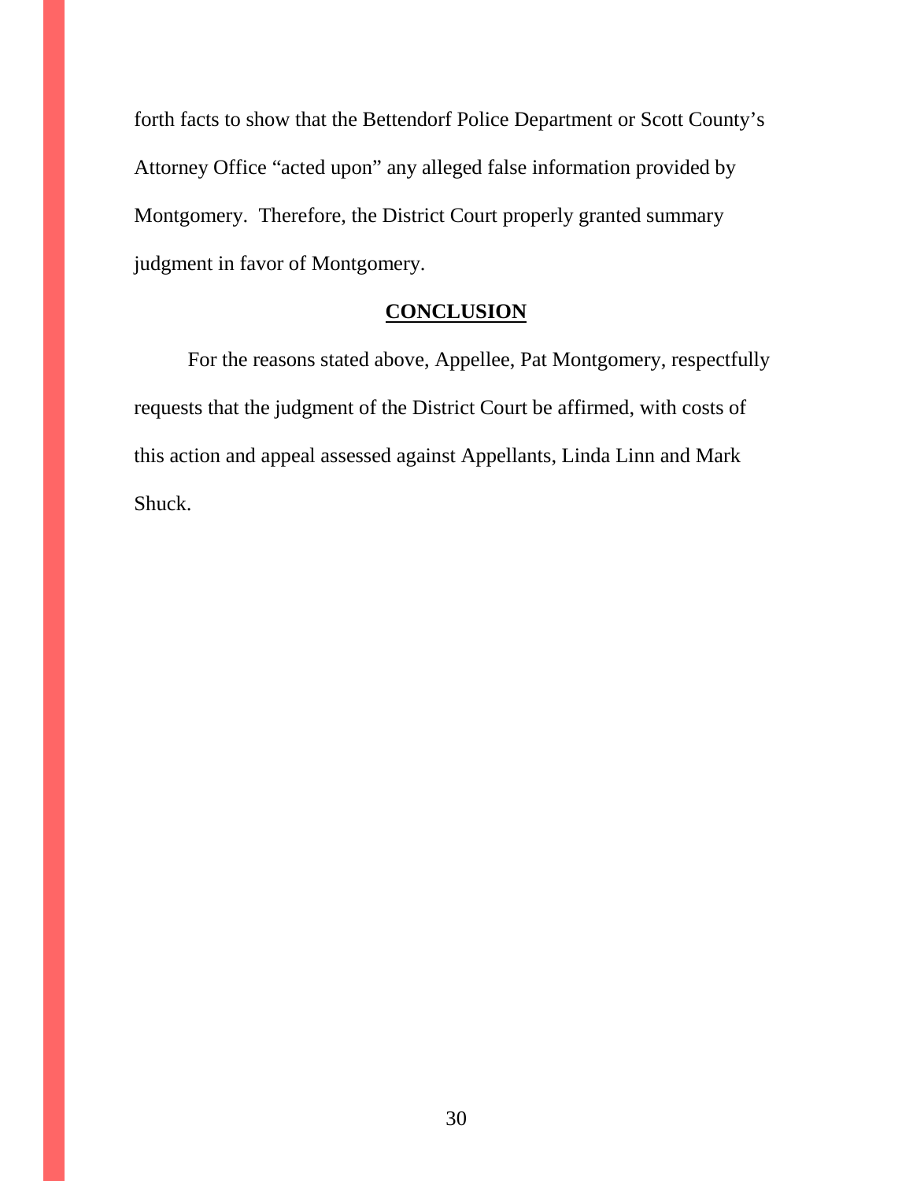forth facts to show that the Bettendorf Police Department or Scott County's Attorney Office "acted upon" any alleged false information provided by Montgomery. Therefore, the District Court properly granted summary judgment in favor of Montgomery.

## CONCLUSION

For the reasons stated above, Appellee, Pat Montgomery, respectfully requests that the judgment of the District Court be affirmed, with costs of this action and appeal assessed against Appellants, Linda Linn and Mark Shuck.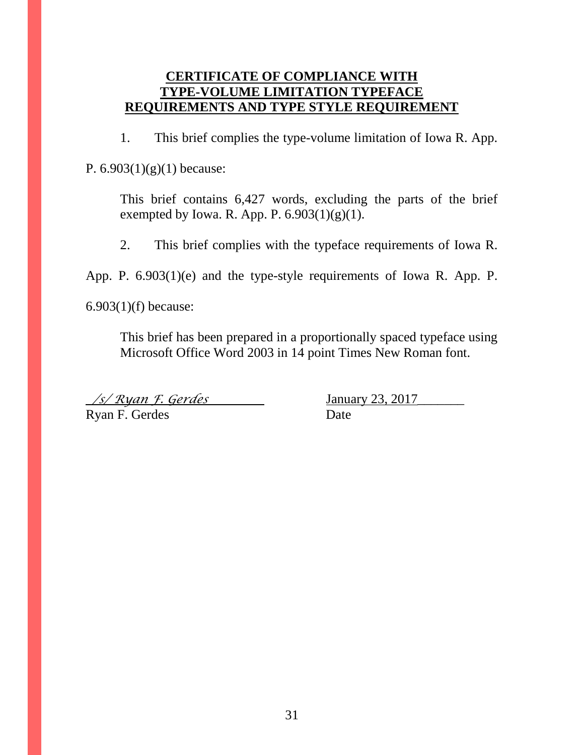## CERTIFICATE OF COMPLIANCE WITH TYPE-VOLUME LIMITATION TYPEFACE REQUIREMENTS AND TYPE STYLE REQUIREMENT

1. This brief complies the type-volume limitation of Iowa R. App. P. 6.903(1)(g)(1) because:

   This brief contains 6,427 words, excluding the parts of the brief exempted by Iowa. R. App. P. 6.903(1)(g)(1).

2. This brief complies with the typeface requirements of Iowa R. App. P. 6.903(1)(e) and the type-style requirements of Iowa R. App. P. 6.903(1)(f) because:

   This brief has been prepared in a proportionally spaced typeface using Microsoft Office Word 2003 in 14 point Times New Roman font.

*/s/ Ryan F. Gerdes*  
Ryan F. Gerdes

January 23, 2017  
Date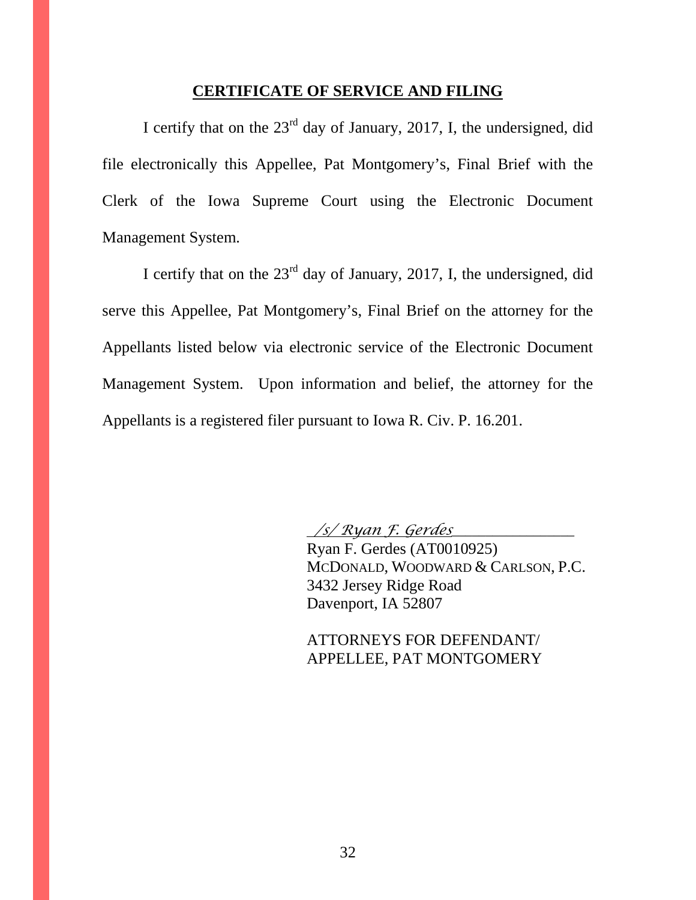## CERTIFICATE OF SERVICE AND FILING

I certify that on the 23rd day of January, 2017, I, the undersigned, did file electronically this Appellee, Pat Montgomery's, Final Brief with the Clerk of the Iowa Supreme Court using the Electronic Document Management System.

I certify that on the 23rd day of January, 2017, I, the undersigned, did serve this Appellee, Pat Montgomery's, Final Brief on the attorney for the Appellants listed below via electronic service of the Electronic Document Management System. Upon information and belief, the attorney for the Appellants is a registered filer pursuant to Iowa R. Civ. P. 16.201.

*/s/ Ryan F. Gerdes*
Ryan F. Gerdes (AT0010925)
McDONALD, WOODWARD & CARLSON, P.C.
3432 Jersey Ridge Road
Davenport, IA 52807

ATTORNEYS FOR DEFENDANT/
APPELLEE, PAT MONTGOMERY